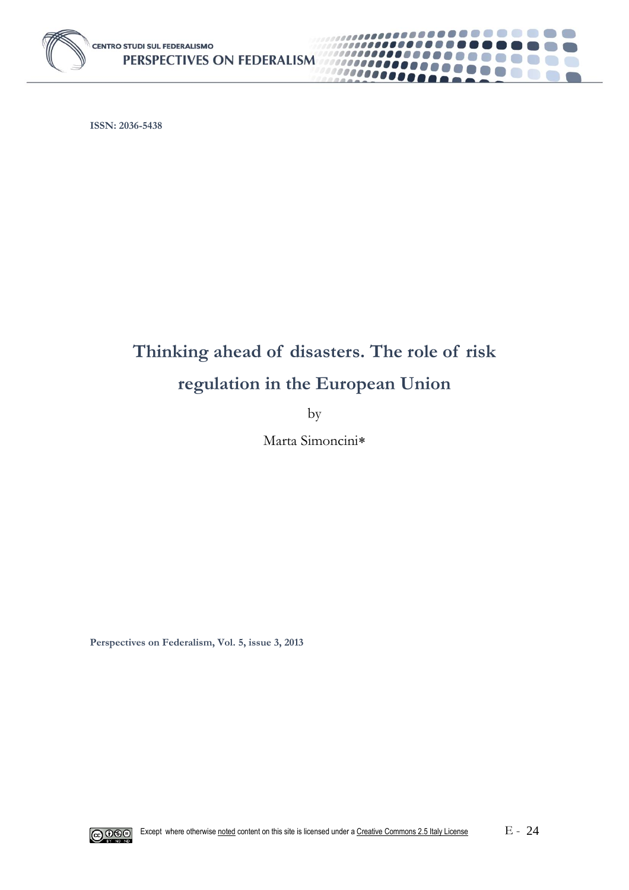ISSN: 2036-5438

# Thinking ahead of disasters. The role of risk regulation in the European Union

by

Marta Simoncini*

Perspectives on Federalism, Vol. 5, issue 3, 2013

Except where otherwise noted content on this site is licensed under a Creative Commons 2.5 Italy License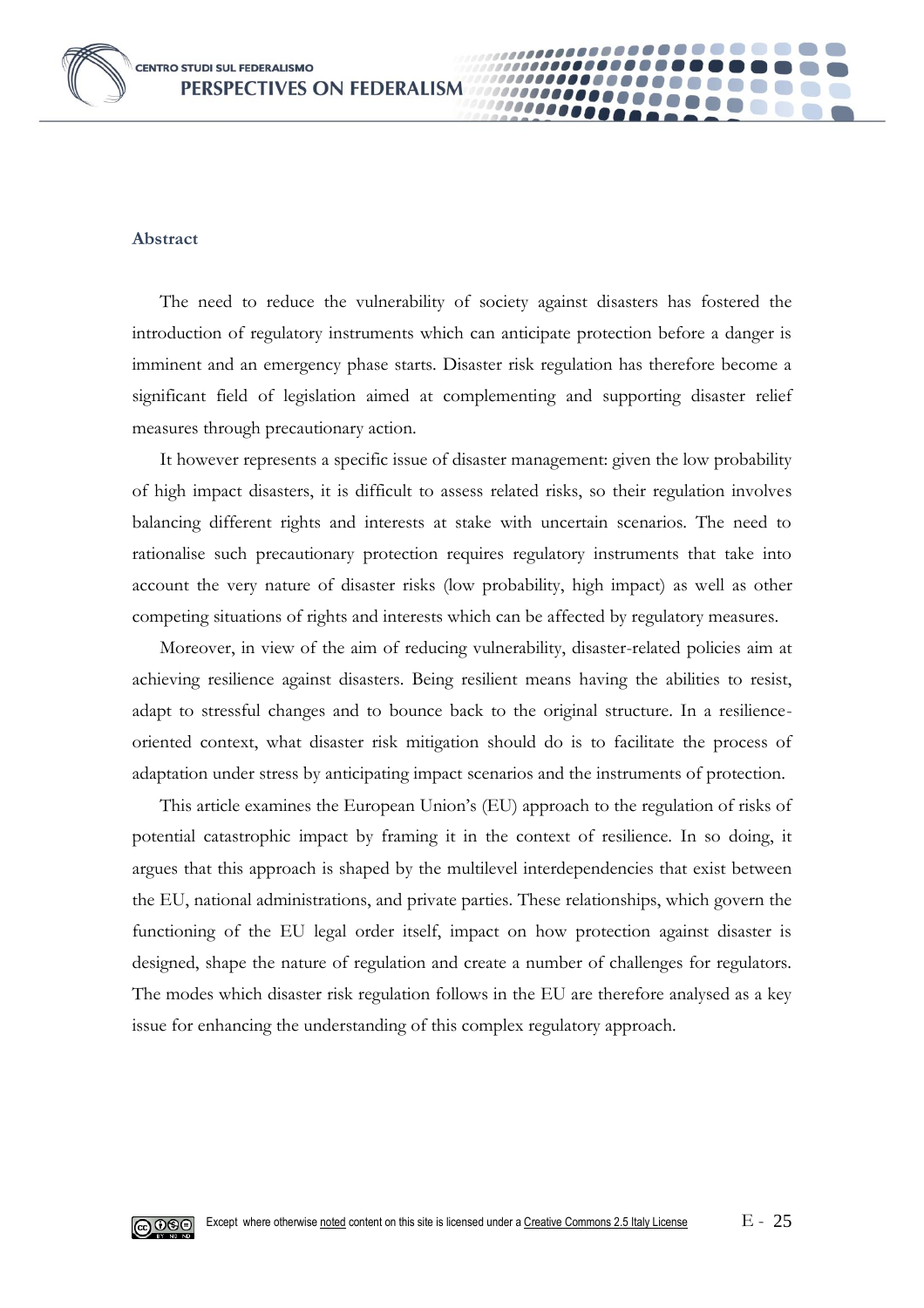## Abstract

The need to reduce the vulnerability of society against disasters has fostered the introduction of regulatory instruments which can anticipate protection before a danger is imminent and an emergency phase starts. Disaster risk regulation has therefore become a significant field of legislation aimed at complementing and supporting disaster relief measures through precautionary action.

It however represents a specific issue of disaster management: given the low probability of high impact disasters, it is difficult to assess related risks, so their regulation involves balancing different rights and interests at stake with uncertain scenarios. The need to rationalise such precautionary protection requires regulatory instruments that take into account the very nature of disaster risks (low probability, high impact) as well as other competing situations of rights and interests which can be affected by regulatory measures.

Moreover, in view of the aim of reducing vulnerability, disaster-related policies aim at achieving resilience against disasters. Being resilient means having the abilities to resist, adapt to stressful changes and to bounce back to the original structure. In a resilience-oriented context, what disaster risk mitigation should do is to facilitate the process of adaptation under stress by anticipating impact scenarios and the instruments of protection.

This article examines the European Union's (EU) approach to the regulation of risks of potential catastrophic impact by framing it in the context of resilience. In so doing, it argues that this approach is shaped by the multilevel interdependencies that exist between the EU, national administrations, and private parties. These relationships, which govern the functioning of the EU legal order itself, impact on how protection against disaster is designed, shape the nature of regulation and create a number of challenges for regulators. The modes which disaster risk regulation follows in the EU are therefore analysed as a key issue for enhancing the understanding of this complex regulatory approach.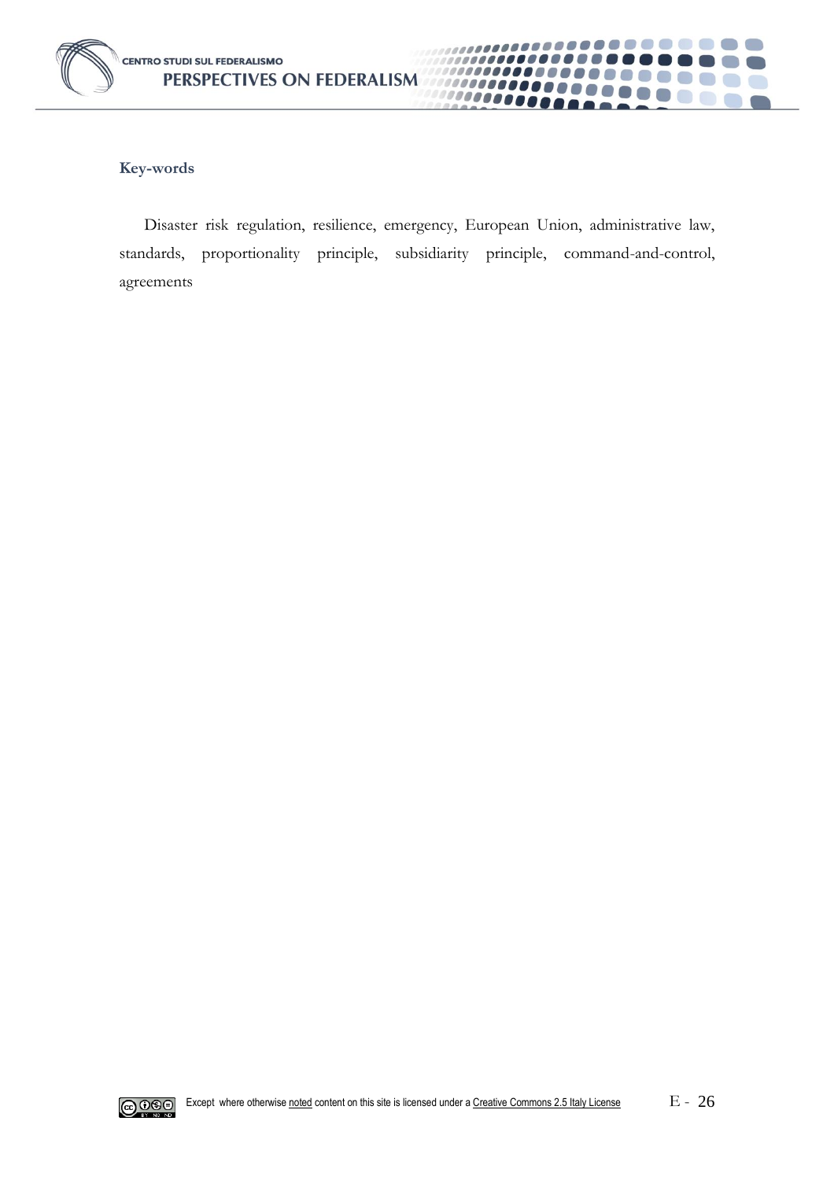**Key-words**

Disaster risk regulation, resilience, emergency, European Union, administrative law, standards, proportionality principle, subsidiarity principle, command-and-control, agreements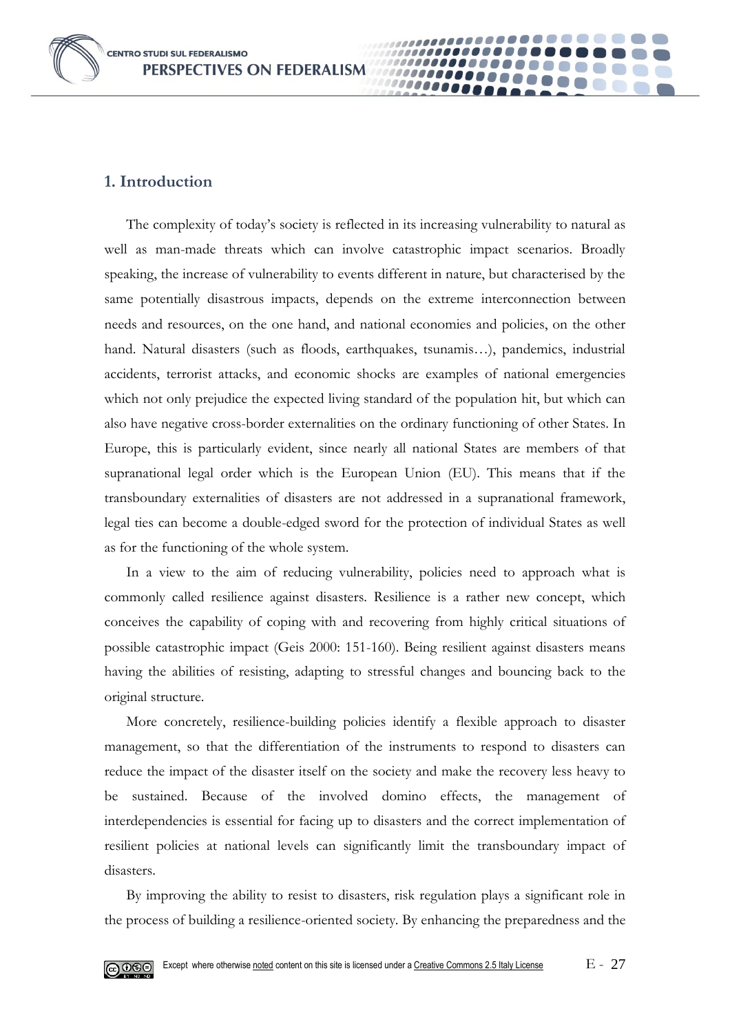## 1. Introduction

The complexity of today's society is reflected in its increasing vulnerability to natural as well as man-made threats which can involve catastrophic impact scenarios. Broadly speaking, the increase of vulnerability to events different in nature, but characterised by the same potentially disastrous impacts, depends on the extreme interconnection between needs and resources, on the one hand, and national economies and policies, on the other hand. Natural disasters (such as floods, earthquakes, tsunamis…), pandemics, industrial accidents, terrorist attacks, and economic shocks are examples of national emergencies which not only prejudice the expected living standard of the population hit, but which can also have negative cross-border externalities on the ordinary functioning of other States. In Europe, this is particularly evident, since nearly all national States are members of that supranational legal order which is the European Union (EU). This means that if the transboundary externalities of disasters are not addressed in a supranational framework, legal ties can become a double-edged sword for the protection of individual States as well as for the functioning of the whole system.

In a view to the aim of reducing vulnerability, policies need to approach what is commonly called resilience against disasters. Resilience is a rather new concept, which conceives the capability of coping with and recovering from highly critical situations of possible catastrophic impact (Geis 2000: 151-160). Being resilient against disasters means having the abilities of resisting, adapting to stressful changes and bouncing back to the original structure.

More concretely, resilience-building policies identify a flexible approach to disaster management, so that the differentiation of the instruments to respond to disasters can reduce the impact of the disaster itself on the society and make the recovery less heavy to be sustained. Because of the involved domino effects, the management of interdependencies is essential for facing up to disasters and the correct implementation of resilient policies at national levels can significantly limit the transboundary impact of disasters.

By improving the ability to resist to disasters, risk regulation plays a significant role in the process of building a resilience-oriented society. By enhancing the preparedness and the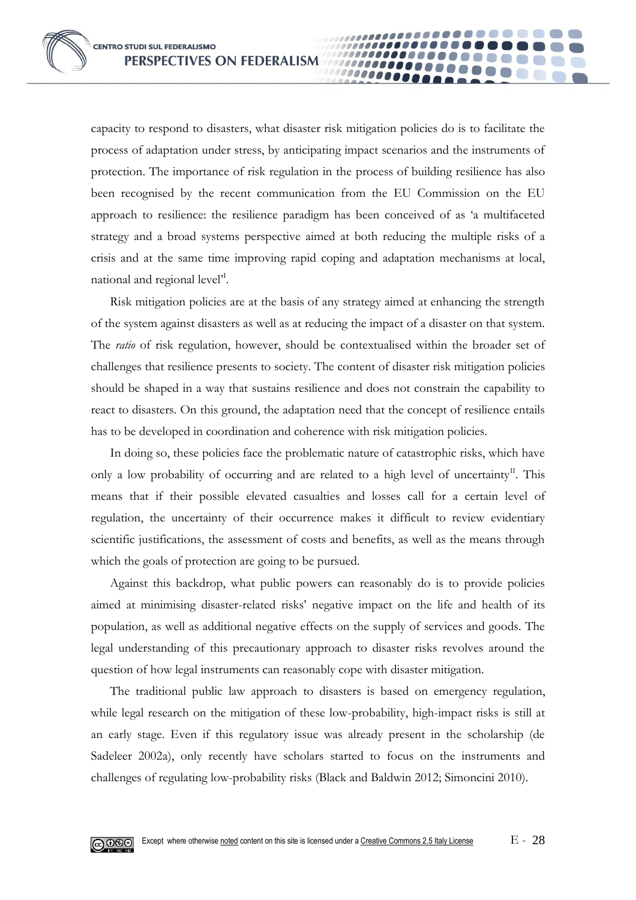capacity to respond to disasters, what disaster risk mitigation policies do is to facilitate the process of adaptation under stress, by anticipating impact scenarios and the instruments of protection. The importance of risk regulation in the process of building resilience has also been recognised by the recent communication from the EU Commission on the EU approach to resilience: the resilience paradigm has been conceived of as 'a multifaceted strategy and a broad systems perspective aimed at both reducing the multiple risks of a crisis and at the same time improving rapid coping and adaptation mechanisms at local, national and regional level'[I].

Risk mitigation policies are at the basis of any strategy aimed at enhancing the strength of the system against disasters as well as at reducing the impact of a disaster on that system. The *ratio* of risk regulation, however, should be contextualised within the broader set of challenges that resilience presents to society. The content of disaster risk mitigation policies should be shaped in a way that sustains resilience and does not constrain the capability to react to disasters. On this ground, the adaptation need that the concept of resilience entails has to be developed in coordination and coherence with risk mitigation policies.

In doing so, these policies face the problematic nature of catastrophic risks, which have only a low probability of occurring and are related to a high level of uncertainty[II]. This means that if their possible elevated casualties and losses call for a certain level of regulation, the uncertainty of their occurrence makes it difficult to review evidentiary scientific justifications, the assessment of costs and benefits, as well as the means through which the goals of protection are going to be pursued.

Against this backdrop, what public powers can reasonably do is to provide policies aimed at minimising disaster-related risks' negative impact on the life and health of its population, as well as additional negative effects on the supply of services and goods. The legal understanding of this precautionary approach to disaster risks revolves around the question of how legal instruments can reasonably cope with disaster mitigation.

The traditional public law approach to disasters is based on emergency regulation, while legal research on the mitigation of these low-probability, high-impact risks is still at an early stage. Even if this regulatory issue was already present in the scholarship (de Sadeleer 2002a), only recently have scholars started to focus on the instruments and challenges of regulating low-probability risks (Black and Baldwin 2012; Simoncini 2010).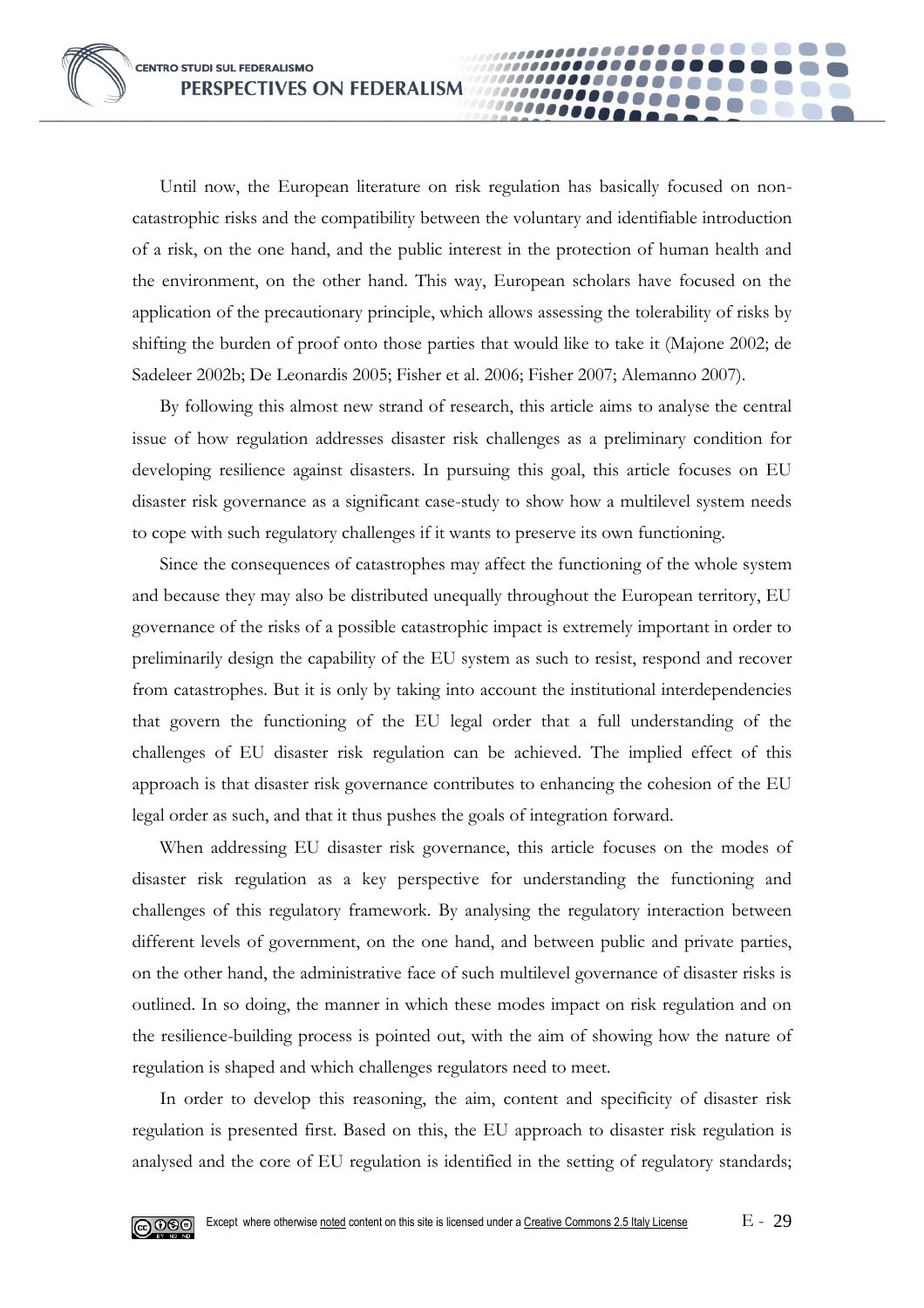Until now, the European literature on risk regulation has basically focused on non-catastrophic risks and the compatibility between the voluntary and identifiable introduction of a risk, on the one hand, and the public interest in the protection of human health and the environment, on the other hand. This way, European scholars have focused on the application of the precautionary principle, which allows assessing the tolerability of risks by shifting the burden of proof onto those parties that would like to take it (Majone 2002; de Sadeleer 2002b; De Leonardis 2005; Fisher et al. 2006; Fisher 2007; Alemanno 2007).

By following this almost new strand of research, this article aims to analyse the central issue of how regulation addresses disaster risk challenges as a preliminary condition for developing resilience against disasters. In pursuing this goal, this article focuses on EU disaster risk governance as a significant case-study to show how a multilevel system needs to cope with such regulatory challenges if it wants to preserve its own functioning.

Since the consequences of catastrophes may affect the functioning of the whole system and because they may also be distributed unequally throughout the European territory, EU governance of the risks of a possible catastrophic impact is extremely important in order to preliminarily design the capability of the EU system as such to resist, respond and recover from catastrophes. But it is only by taking into account the institutional interdependencies that govern the functioning of the EU legal order that a full understanding of the challenges of EU disaster risk regulation can be achieved. The implied effect of this approach is that disaster risk governance contributes to enhancing the cohesion of the EU legal order as such, and that it thus pushes the goals of integration forward.

When addressing EU disaster risk governance, this article focuses on the modes of disaster risk regulation as a key perspective for understanding the functioning and challenges of this regulatory framework. By analysing the regulatory interaction between different levels of government, on the one hand, and between public and private parties, on the other hand, the administrative face of such multilevel governance of disaster risks is outlined. In so doing, the manner in which these modes impact on risk regulation and on the resilience-building process is pointed out, with the aim of showing how the nature of regulation is shaped and which challenges regulators need to meet.

In order to develop this reasoning, the aim, content and specificity of disaster risk regulation is presented first. Based on this, the EU approach to disaster risk regulation is analysed and the core of EU regulation is identified in the setting of regulatory standards;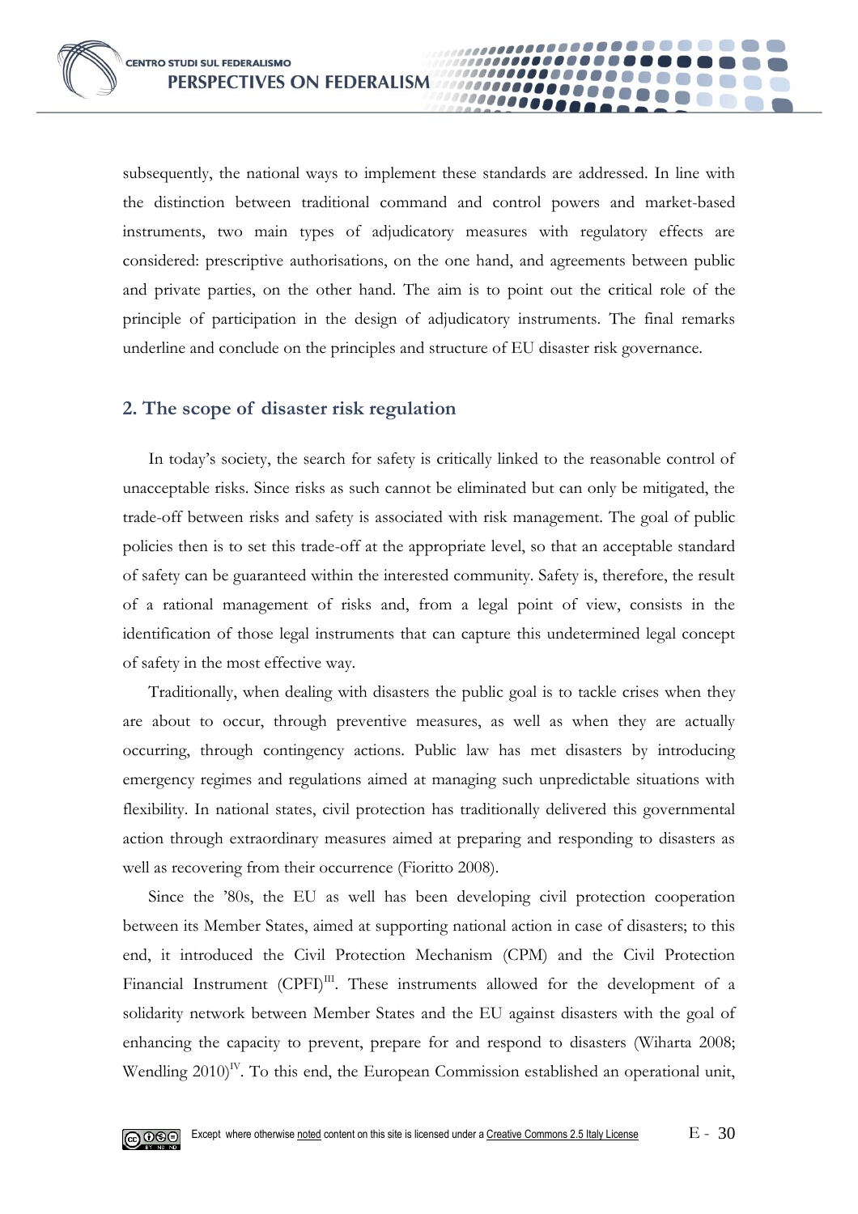subsequently, the national ways to implement these standards are addressed. In line with the distinction between traditional command and control powers and market-based instruments, two main types of adjudicatory measures with regulatory effects are considered: prescriptive authorisations, on the one hand, and agreements between public and private parties, on the other hand. The aim is to point out the critical role of the principle of participation in the design of adjudicatory instruments. The final remarks underline and conclude on the principles and structure of EU disaster risk governance.

## 2. The scope of disaster risk regulation

In today's society, the search for safety is critically linked to the reasonable control of unacceptable risks. Since risks as such cannot be eliminated but can only be mitigated, the trade-off between risks and safety is associated with risk management. The goal of public policies then is to set this trade-off at the appropriate level, so that an acceptable standard of safety can be guaranteed within the interested community. Safety is, therefore, the result of a rational management of risks and, from a legal point of view, consists in the identification of those legal instruments that can capture this undetermined legal concept of safety in the most effective way.

Traditionally, when dealing with disasters the public goal is to tackle crises when they are about to occur, through preventive measures, as well as when they are actually occurring, through contingency actions. Public law has met disasters by introducing emergency regimes and regulations aimed at managing such unpredictable situations with flexibility. In national states, civil protection has traditionally delivered this governmental action through extraordinary measures aimed at preparing and responding to disasters as well as recovering from their occurrence (Fioritto 2008).

Since the '80s, the EU as well has been developing civil protection cooperation between its Member States, aimed at supporting national action in case of disasters; to this end, it introduced the Civil Protection Mechanism (CPM) and the Civil Protection Financial Instrument (CPFI)[III]. These instruments allowed for the development of a solidarity network between Member States and the EU against disasters with the goal of enhancing the capacity to prevent, prepare for and respond to disasters (Wiharta 2008; Wendling 2010)[IV]. To this end, the European Commission established an operational unit,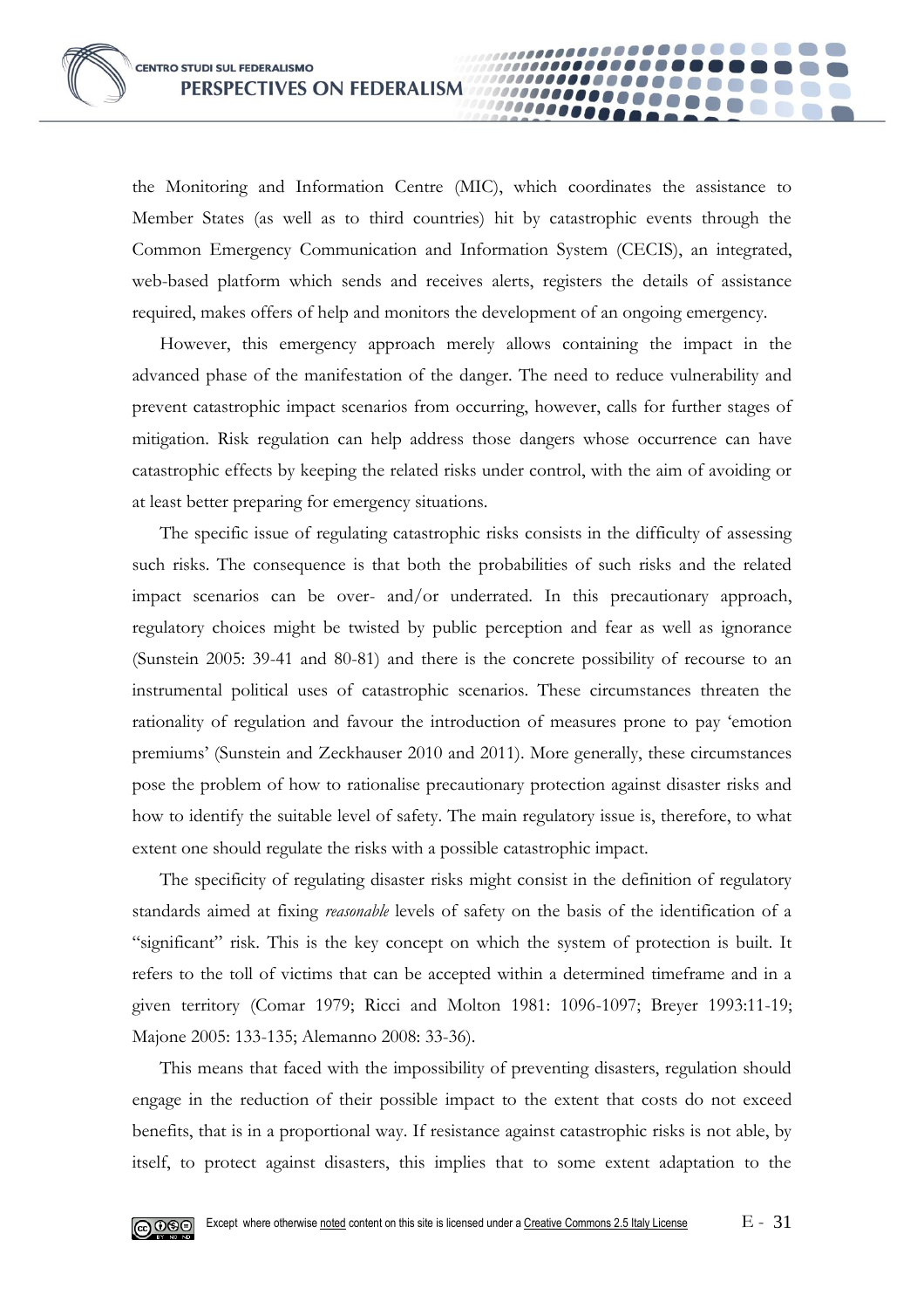the Monitoring and Information Centre (MIC), which coordinates the assistance to Member States (as well as to third countries) hit by catastrophic events through the Common Emergency Communication and Information System (CECIS), an integrated, web-based platform which sends and receives alerts, registers the details of assistance required, makes offers of help and monitors the development of an ongoing emergency.

However, this emergency approach merely allows containing the impact in the advanced phase of the manifestation of the danger. The need to reduce vulnerability and prevent catastrophic impact scenarios from occurring, however, calls for further stages of mitigation. Risk regulation can help address those dangers whose occurrence can have catastrophic effects by keeping the related risks under control, with the aim of avoiding or at least better preparing for emergency situations.

The specific issue of regulating catastrophic risks consists in the difficulty of assessing such risks. The consequence is that both the probabilities of such risks and the related impact scenarios can be over- and/or underrated. In this precautionary approach, regulatory choices might be twisted by public perception and fear as well as ignorance (Sunstein 2005: 39-41 and 80-81) and there is the concrete possibility of recourse to an instrumental political uses of catastrophic scenarios. These circumstances threaten the rationality of regulation and favour the introduction of measures prone to pay 'emotion premiums' (Sunstein and Zeckhauser 2010 and 2011). More generally, these circumstances pose the problem of how to rationalise precautionary protection against disaster risks and how to identify the suitable level of safety. The main regulatory issue is, therefore, to what extent one should regulate the risks with a possible catastrophic impact.

The specificity of regulating disaster risks might consist in the definition of regulatory standards aimed at fixing *reasonable* levels of safety on the basis of the identification of a "significant" risk. This is the key concept on which the system of protection is built. It refers to the toll of victims that can be accepted within a determined timeframe and in a given territory (Comar 1979; Ricci and Molton 1981: 1096-1097; Breyer 1993:11-19; Majone 2005: 133-135; Alemanno 2008: 33-36).

This means that faced with the impossibility of preventing disasters, regulation should engage in the reduction of their possible impact to the extent that costs do not exceed benefits, that is in a proportional way. If resistance against catastrophic risks is not able, by itself, to protect against disasters, this implies that to some extent adaptation to the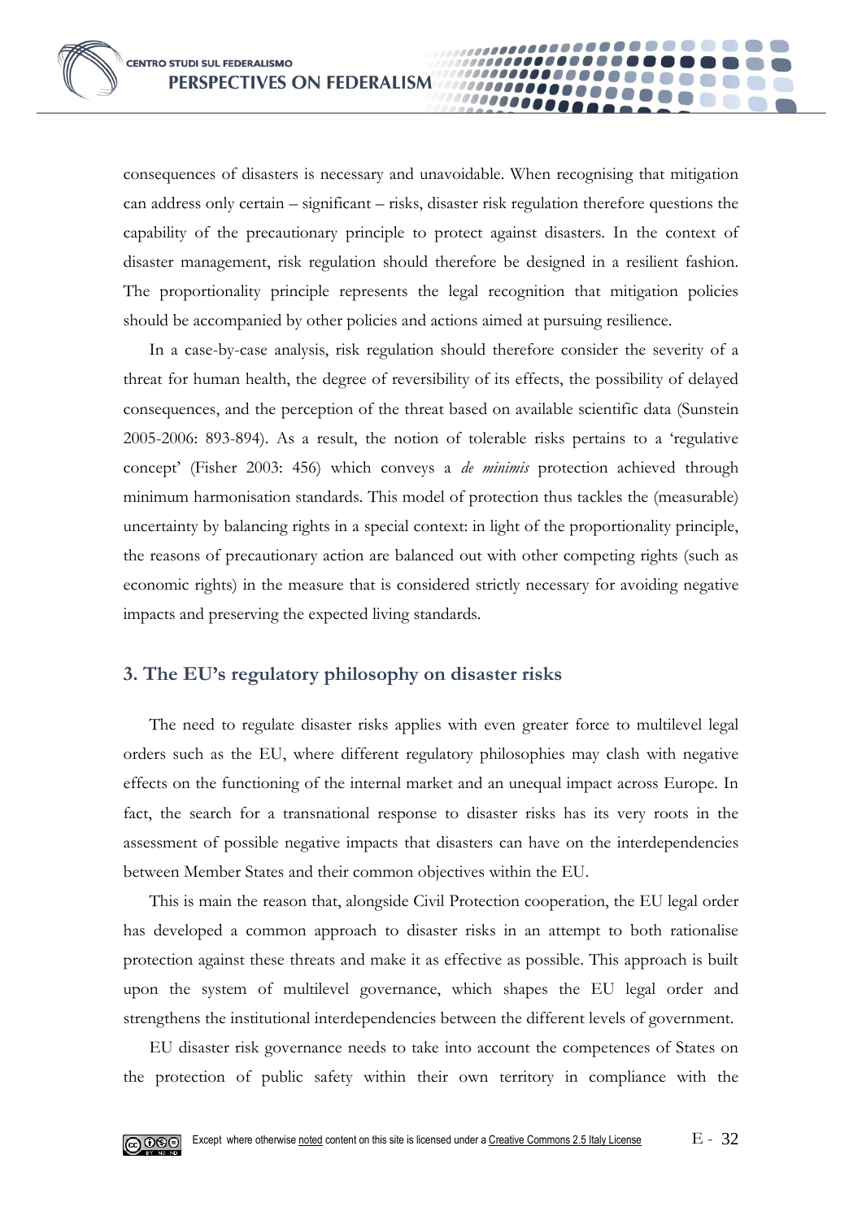consequences of disasters is necessary and unavoidable. When recognising that mitigation can address only certain – significant – risks, disaster risk regulation therefore questions the capability of the precautionary principle to protect against disasters. In the context of disaster management, risk regulation should therefore be designed in a resilient fashion. The proportionality principle represents the legal recognition that mitigation policies should be accompanied by other policies and actions aimed at pursuing resilience.

In a case-by-case analysis, risk regulation should therefore consider the severity of a threat for human health, the degree of reversibility of its effects, the possibility of delayed consequences, and the perception of the threat based on available scientific data (Sunstein 2005-2006: 893-894). As a result, the notion of tolerable risks pertains to a 'regulative concept' (Fisher 2003: 456) which conveys a *de minimis* protection achieved through minimum harmonisation standards. This model of protection thus tackles the (measurable) uncertainty by balancing rights in a special context: in light of the proportionality principle, the reasons of precautionary action are balanced out with other competing rights (such as economic rights) in the measure that is considered strictly necessary for avoiding negative impacts and preserving the expected living standards.

## 3. The EU's regulatory philosophy on disaster risks

The need to regulate disaster risks applies with even greater force to multilevel legal orders such as the EU, where different regulatory philosophies may clash with negative effects on the functioning of the internal market and an unequal impact across Europe. In fact, the search for a transnational response to disaster risks has its very roots in the assessment of possible negative impacts that disasters can have on the interdependencies between Member States and their common objectives within the EU.

This is main the reason that, alongside Civil Protection cooperation, the EU legal order has developed a common approach to disaster risks in an attempt to both rationalise protection against these threats and make it as effective as possible. This approach is built upon the system of multilevel governance, which shapes the EU legal order and strengthens the institutional interdependencies between the different levels of government.

EU disaster risk governance needs to take into account the competences of States on the protection of public safety within their own territory in compliance with the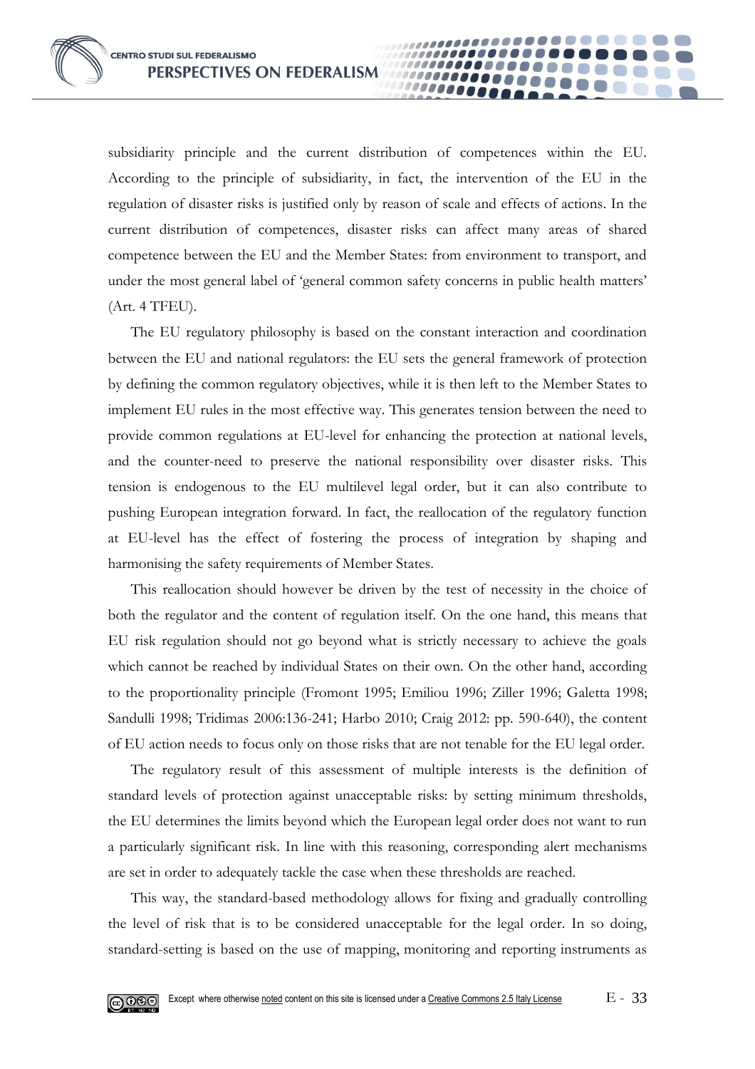subsidiarity principle and the current distribution of competences within the EU. According to the principle of subsidiarity, in fact, the intervention of the EU in the regulation of disaster risks is justified only by reason of scale and effects of actions. In the current distribution of competences, disaster risks can affect many areas of shared competence between the EU and the Member States: from environment to transport, and under the most general label of 'general common safety concerns in public health matters' (Art. 4 TFEU).

The EU regulatory philosophy is based on the constant interaction and coordination between the EU and national regulators: the EU sets the general framework of protection by defining the common regulatory objectives, while it is then left to the Member States to implement EU rules in the most effective way. This generates tension between the need to provide common regulations at EU-level for enhancing the protection at national levels, and the counter-need to preserve the national responsibility over disaster risks. This tension is endogenous to the EU multilevel legal order, but it can also contribute to pushing European integration forward. In fact, the reallocation of the regulatory function at EU-level has the effect of fostering the process of integration by shaping and harmonising the safety requirements of Member States.

This reallocation should however be driven by the test of necessity in the choice of both the regulator and the content of regulation itself. On the one hand, this means that EU risk regulation should not go beyond what is strictly necessary to achieve the goals which cannot be reached by individual States on their own. On the other hand, according to the proportionality principle (Fromont 1995; Emiliou 1996; Ziller 1996; Galetta 1998; Sandulli 1998; Tridimas 2006:136-241; Harbo 2010; Craig 2012: pp. 590-640), the content of EU action needs to focus only on those risks that are not tenable for the EU legal order.

The regulatory result of this assessment of multiple interests is the definition of standard levels of protection against unacceptable risks: by setting minimum thresholds, the EU determines the limits beyond which the European legal order does not want to run a particularly significant risk. In line with this reasoning, corresponding alert mechanisms are set in order to adequately tackle the case when these thresholds are reached.

This way, the standard-based methodology allows for fixing and gradually controlling the level of risk that is to be considered unacceptable for the legal order. In so doing, standard-setting is based on the use of mapping, monitoring and reporting instruments as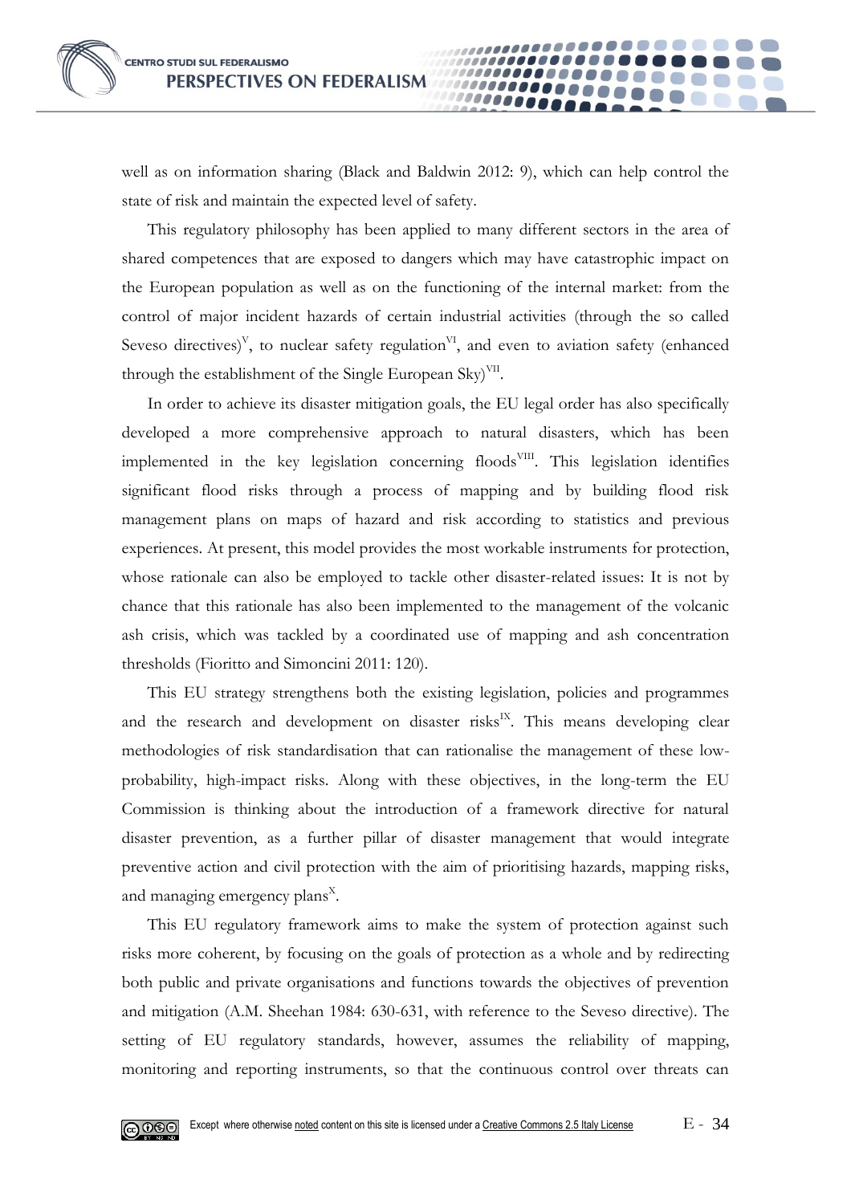well as on information sharing (Black and Baldwin 2012: 9), which can help control the state of risk and maintain the expected level of safety.

This regulatory philosophy has been applied to many different sectors in the area of shared competences that are exposed to dangers which may have catastrophic impact on the European population as well as on the functioning of the internal market: from the control of major incident hazards of certain industrial activities (through the so called Seveso directives)[V], to nuclear safety regulation[VI], and even to aviation safety (enhanced through the establishment of the Single European Sky)[VII].

In order to achieve its disaster mitigation goals, the EU legal order has also specifically developed a more comprehensive approach to natural disasters, which has been implemented in the key legislation concerning floods[VIII]. This legislation identifies significant flood risks through a process of mapping and by building flood risk management plans on maps of hazard and risk according to statistics and previous experiences. At present, this model provides the most workable instruments for protection, whose rationale can also be employed to tackle other disaster-related issues: It is not by chance that this rationale has also been implemented to the management of the volcanic ash crisis, which was tackled by a coordinated use of mapping and ash concentration thresholds (Fioritto and Simoncini 2011: 120).

This EU strategy strengthens both the existing legislation, policies and programmes and the research and development on disaster risks[IX]. This means developing clear methodologies of risk standardisation that can rationalise the management of these low-probability, high-impact risks. Along with these objectives, in the long-term the EU Commission is thinking about the introduction of a framework directive for natural disaster prevention, as a further pillar of disaster management that would integrate preventive action and civil protection with the aim of prioritising hazards, mapping risks, and managing emergency plans[X].

This EU regulatory framework aims to make the system of protection against such risks more coherent, by focusing on the goals of protection as a whole and by redirecting both public and private organisations and functions towards the objectives of prevention and mitigation (A.M. Sheehan 1984: 630-631, with reference to the Seveso directive). The setting of EU regulatory standards, however, assumes the reliability of mapping, monitoring and reporting instruments, so that the continuous control over threats can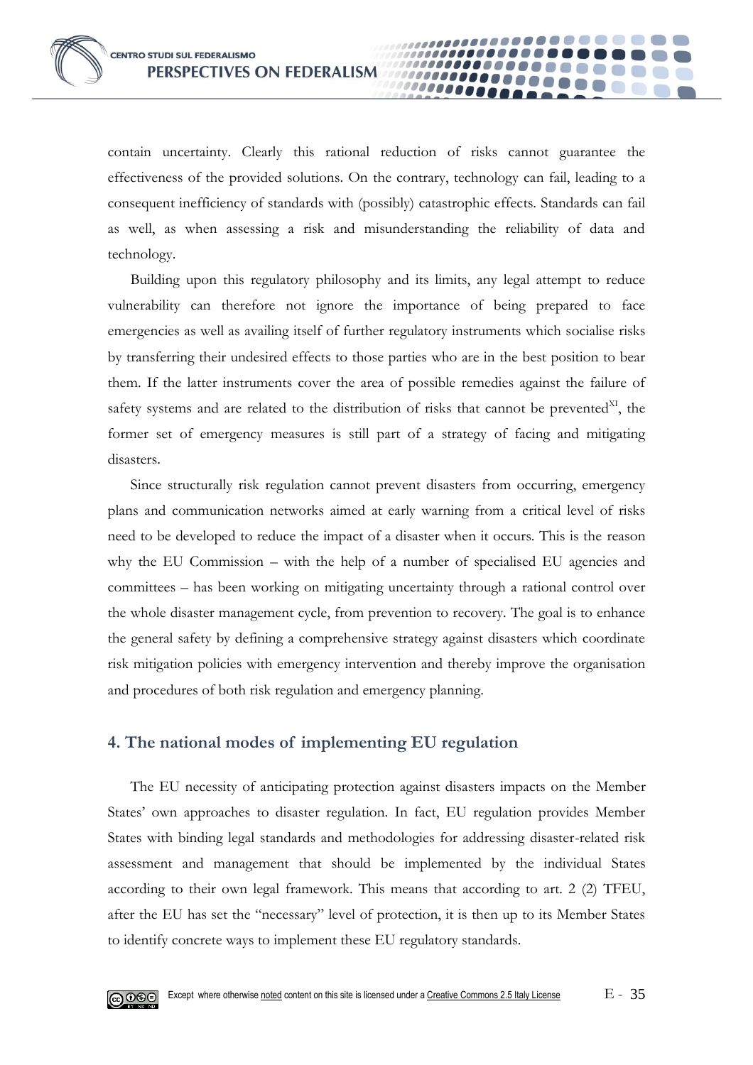contain uncertainty. Clearly this rational reduction of risks cannot guarantee the effectiveness of the provided solutions. On the contrary, technology can fail, leading to a consequent inefficiency of standards with (possibly) catastrophic effects. Standards can fail as well, as when assessing a risk and misunderstanding the reliability of data and technology.

Building upon this regulatory philosophy and its limits, any legal attempt to reduce vulnerability can therefore not ignore the importance of being prepared to face emergencies as well as availing itself of further regulatory instruments which socialise risks by transferring their undesired effects to those parties who are in the best position to bear them. If the latter instruments cover the area of possible remedies against the failure of safety systems and are related to the distribution of risks that cannot be prevented[XI], the former set of emergency measures is still part of a strategy of facing and mitigating disasters.

Since structurally risk regulation cannot prevent disasters from occurring, emergency plans and communication networks aimed at early warning from a critical level of risks need to be developed to reduce the impact of a disaster when it occurs. This is the reason why the EU Commission – with the help of a number of specialised EU agencies and committees – has been working on mitigating uncertainty through a rational control over the whole disaster management cycle, from prevention to recovery. The goal is to enhance the general safety by defining a comprehensive strategy against disasters which coordinate risk mitigation policies with emergency intervention and thereby improve the organisation and procedures of both risk regulation and emergency planning.

## 4. The national modes of implementing EU regulation

The EU necessity of anticipating protection against disasters impacts on the Member States' own approaches to disaster regulation. In fact, EU regulation provides Member States with binding legal standards and methodologies for addressing disaster-related risk assessment and management that should be implemented by the individual States according to their own legal framework. This means that according to art. 2 (2) TFEU, after the EU has set the "necessary" level of protection, it is then up to its Member States to identify concrete ways to implement these EU regulatory standards.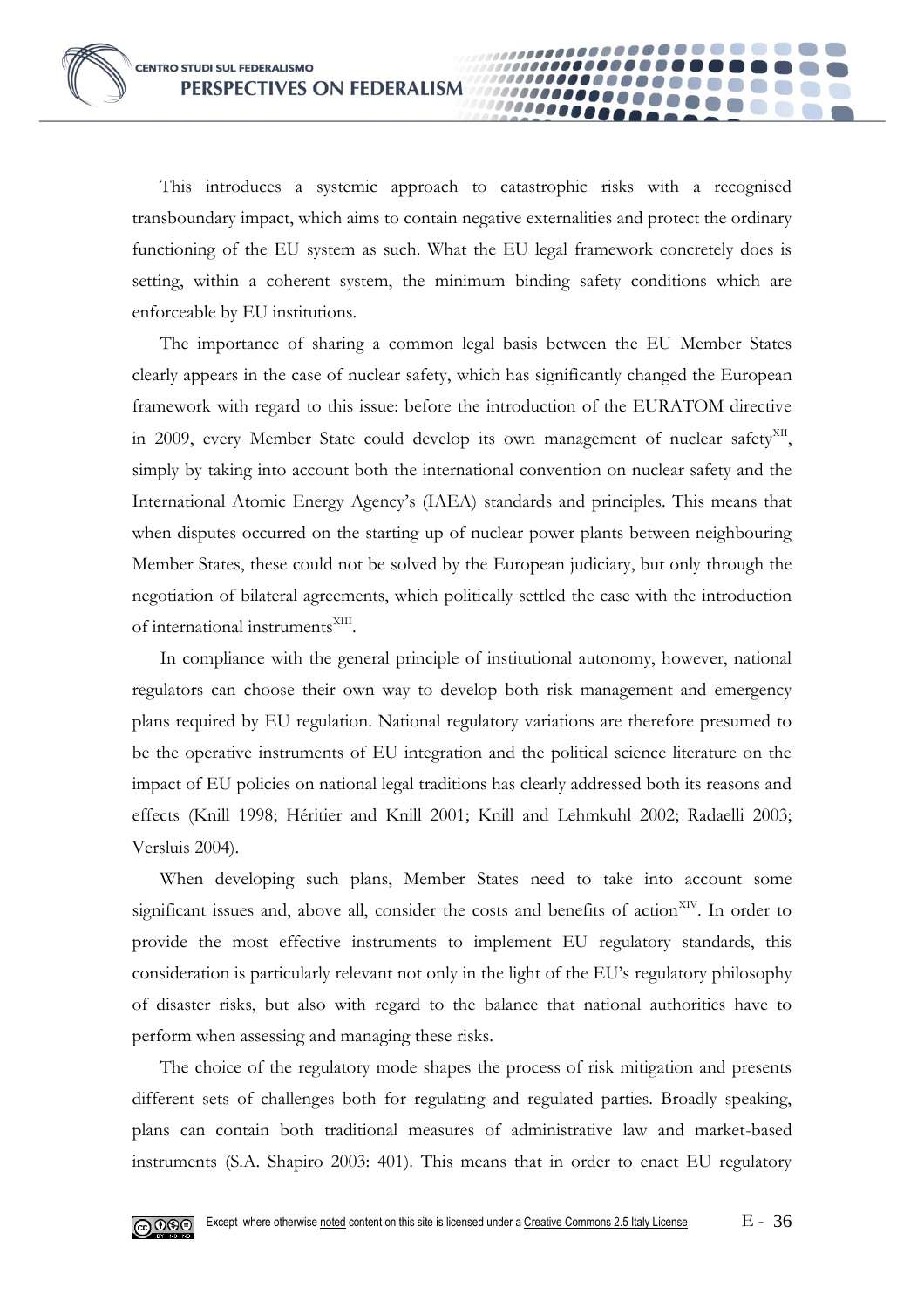This introduces a systemic approach to catastrophic risks with a recognised transboundary impact, which aims to contain negative externalities and protect the ordinary functioning of the EU system as such. What the EU legal framework concretely does is setting, within a coherent system, the minimum binding safety conditions which are enforceable by EU institutions.

The importance of sharing a common legal basis between the EU Member States clearly appears in the case of nuclear safety, which has significantly changed the European framework with regard to this issue: before the introduction of the EURATOM directive in 2009, every Member State could develop its own management of nuclear safety[XII], simply by taking into account both the international convention on nuclear safety and the International Atomic Energy Agency's (IAEA) standards and principles. This means that when disputes occurred on the starting up of nuclear power plants between neighbouring Member States, these could not be solved by the European judiciary, but only through the negotiation of bilateral agreements, which politically settled the case with the introduction of international instruments[XIII].

In compliance with the general principle of institutional autonomy, however, national regulators can choose their own way to develop both risk management and emergency plans required by EU regulation. National regulatory variations are therefore presumed to be the operative instruments of EU integration and the political science literature on the impact of EU policies on national legal traditions has clearly addressed both its reasons and effects (Knill 1998; Héritier and Knill 2001; Knill and Lehmkuhl 2002; Radaelli 2003; Versluis 2004).

When developing such plans, Member States need to take into account some significant issues and, above all, consider the costs and benefits of action[XIV]. In order to provide the most effective instruments to implement EU regulatory standards, this consideration is particularly relevant not only in the light of the EU's regulatory philosophy of disaster risks, but also with regard to the balance that national authorities have to perform when assessing and managing these risks.

The choice of the regulatory mode shapes the process of risk mitigation and presents different sets of challenges both for regulating and regulated parties. Broadly speaking, plans can contain both traditional measures of administrative law and market-based instruments (S.A. Shapiro 2003: 401). This means that in order to enact EU regulatory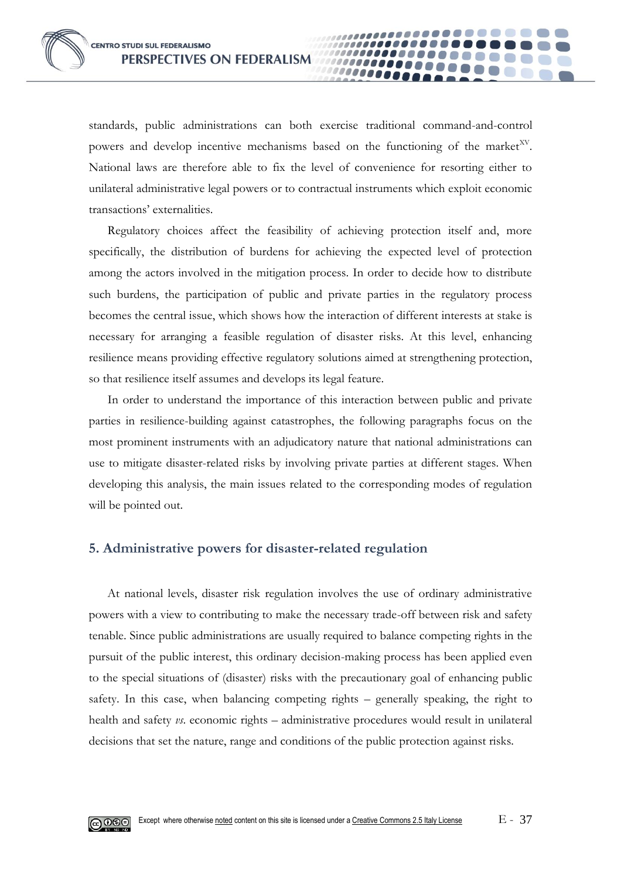standards, public administrations can both exercise traditional command-and-control powers and develop incentive mechanisms based on the functioning of the market[XV]. National laws are therefore able to fix the level of convenience for resorting either to unilateral administrative legal powers or to contractual instruments which exploit economic transactions' externalities.

Regulatory choices affect the feasibility of achieving protection itself and, more specifically, the distribution of burdens for achieving the expected level of protection among the actors involved in the mitigation process. In order to decide how to distribute such burdens, the participation of public and private parties in the regulatory process becomes the central issue, which shows how the interaction of different interests at stake is necessary for arranging a feasible regulation of disaster risks. At this level, enhancing resilience means providing effective regulatory solutions aimed at strengthening protection, so that resilience itself assumes and develops its legal feature.

In order to understand the importance of this interaction between public and private parties in resilience-building against catastrophes, the following paragraphs focus on the most prominent instruments with an adjudicatory nature that national administrations can use to mitigate disaster-related risks by involving private parties at different stages. When developing this analysis, the main issues related to the corresponding modes of regulation will be pointed out.

## 5. Administrative powers for disaster-related regulation

At national levels, disaster risk regulation involves the use of ordinary administrative powers with a view to contributing to make the necessary trade-off between risk and safety tenable. Since public administrations are usually required to balance competing rights in the pursuit of the public interest, this ordinary decision-making process has been applied even to the special situations of (disaster) risks with the precautionary goal of enhancing public safety. In this case, when balancing competing rights – generally speaking, the right to health and safety *vs.* economic rights – administrative procedures would result in unilateral decisions that set the nature, range and conditions of the public protection against risks.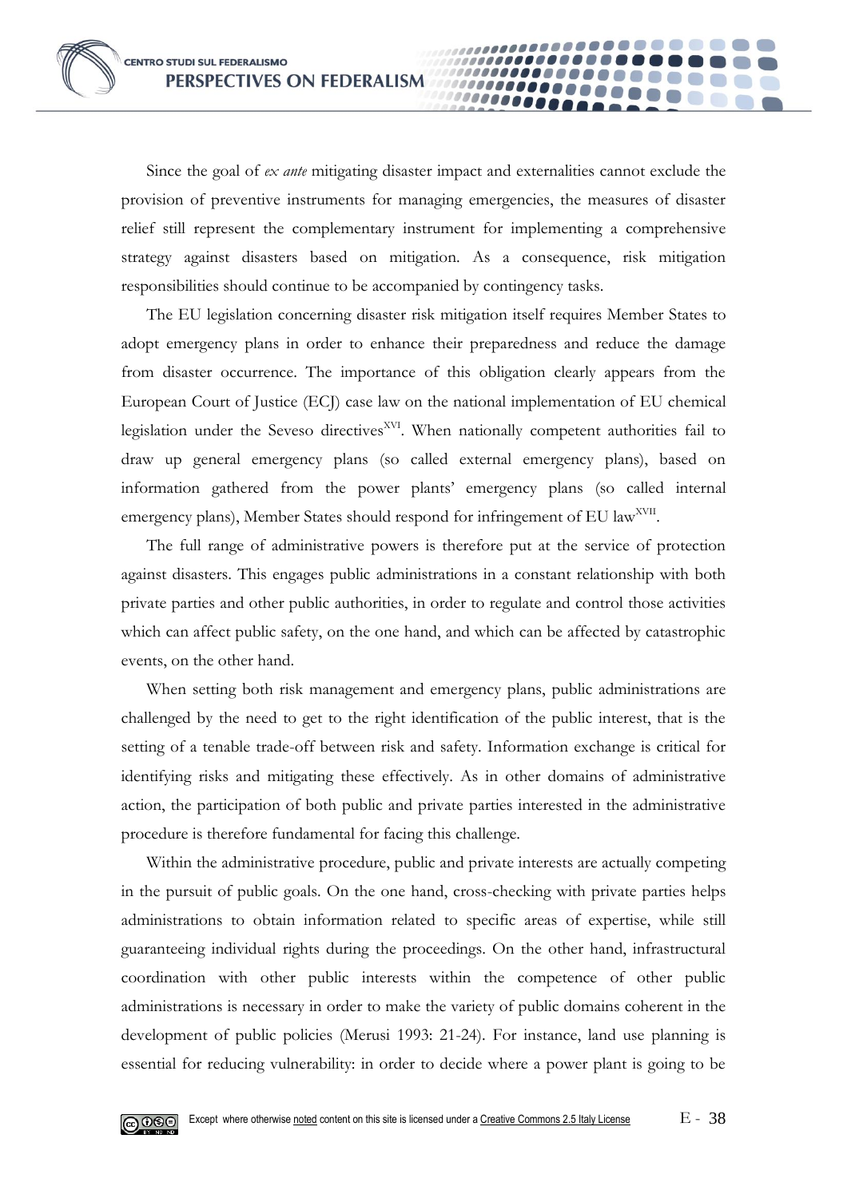Since the goal of *ex ante* mitigating disaster impact and externalities cannot exclude the provision of preventive instruments for managing emergencies, the measures of disaster relief still represent the complementary instrument for implementing a comprehensive strategy against disasters based on mitigation. As a consequence, risk mitigation responsibilities should continue to be accompanied by contingency tasks.

The EU legislation concerning disaster risk mitigation itself requires Member States to adopt emergency plans in order to enhance their preparedness and reduce the damage from disaster occurrence. The importance of this obligation clearly appears from the European Court of Justice (ECJ) case law on the national implementation of EU chemical legislation under the Seveso directives[XVI]. When nationally competent authorities fail to draw up general emergency plans (so called external emergency plans), based on information gathered from the power plants' emergency plans (so called internal emergency plans), Member States should respond for infringement of EU law[XVII].

The full range of administrative powers is therefore put at the service of protection against disasters. This engages public administrations in a constant relationship with both private parties and other public authorities, in order to regulate and control those activities which can affect public safety, on the one hand, and which can be affected by catastrophic events, on the other hand.

When setting both risk management and emergency plans, public administrations are challenged by the need to get to the right identification of the public interest, that is the setting of a tenable trade-off between risk and safety. Information exchange is critical for identifying risks and mitigating these effectively. As in other domains of administrative action, the participation of both public and private parties interested in the administrative procedure is therefore fundamental for facing this challenge.

Within the administrative procedure, public and private interests are actually competing in the pursuit of public goals. On the one hand, cross-checking with private parties helps administrations to obtain information related to specific areas of expertise, while still guaranteeing individual rights during the proceedings. On the other hand, infrastructural coordination with other public interests within the competence of other public administrations is necessary in order to make the variety of public domains coherent in the development of public policies (Merusi 1993: 21-24). For instance, land use planning is essential for reducing vulnerability: in order to decide where a power plant is going to be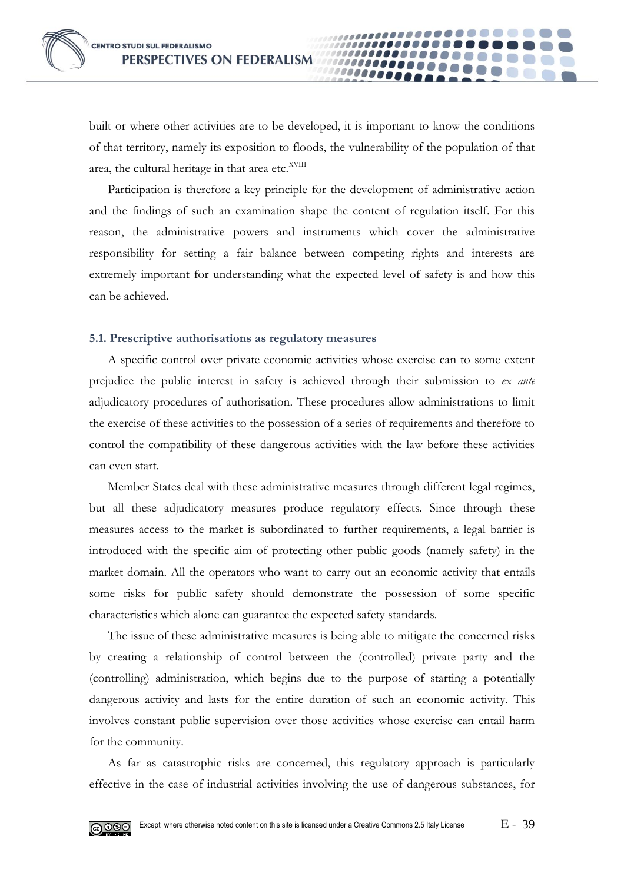built or where other activities are to be developed, it is important to know the conditions of that territory, namely its exposition to floods, the vulnerability of the population of that area, the cultural heritage in that area etc.[XVIII]

Participation is therefore a key principle for the development of administrative action and the findings of such an examination shape the content of regulation itself. For this reason, the administrative powers and instruments which cover the administrative responsibility for setting a fair balance between competing rights and interests are extremely important for understanding what the expected level of safety is and how this can be achieved.

### 5.1. Prescriptive authorisations as regulatory measures

A specific control over private economic activities whose exercise can to some extent prejudice the public interest in safety is achieved through their submission to *ex ante* adjudicatory procedures of authorisation. These procedures allow administrations to limit the exercise of these activities to the possession of a series of requirements and therefore to control the compatibility of these dangerous activities with the law before these activities can even start.

Member States deal with these administrative measures through different legal regimes, but all these adjudicatory measures produce regulatory effects. Since through these measures access to the market is subordinated to further requirements, a legal barrier is introduced with the specific aim of protecting other public goods (namely safety) in the market domain. All the operators who want to carry out an economic activity that entails some risks for public safety should demonstrate the possession of some specific characteristics which alone can guarantee the expected safety standards.

The issue of these administrative measures is being able to mitigate the concerned risks by creating a relationship of control between the (controlled) private party and the (controlling) administration, which begins due to the purpose of starting a potentially dangerous activity and lasts for the entire duration of such an economic activity. This involves constant public supervision over those activities whose exercise can entail harm for the community.

As far as catastrophic risks are concerned, this regulatory approach is particularly effective in the case of industrial activities involving the use of dangerous substances, for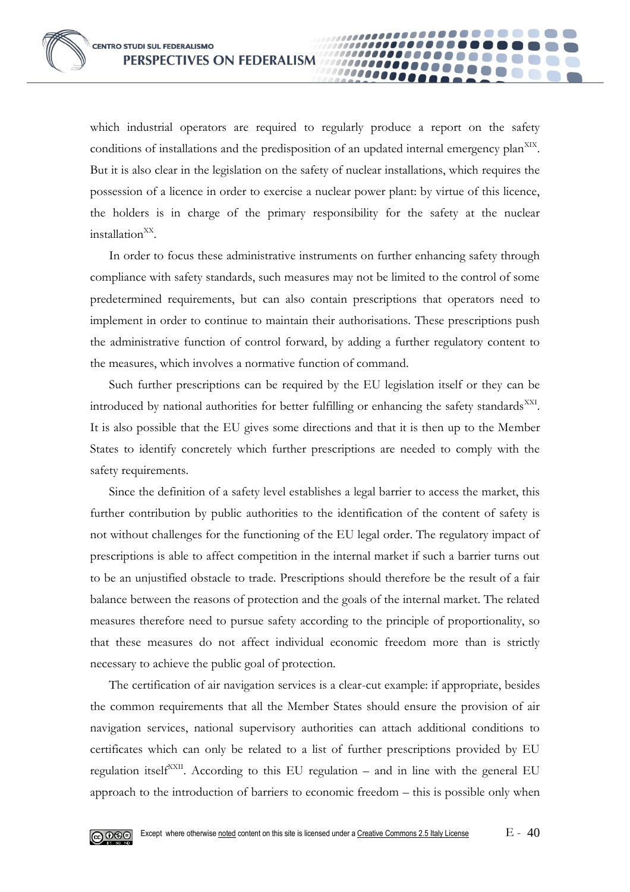which industrial operators are required to regularly produce a report on the safety conditions of installations and the predisposition of an updated internal emergency plan[XIX]. But it is also clear in the legislation on the safety of nuclear installations, which requires the possession of a licence in order to exercise a nuclear power plant: by virtue of this licence, the holders is in charge of the primary responsibility for the safety at the nuclear installation[XX].

In order to focus these administrative instruments on further enhancing safety through compliance with safety standards, such measures may not be limited to the control of some predetermined requirements, but can also contain prescriptions that operators need to implement in order to continue to maintain their authorisations. These prescriptions push the administrative function of control forward, by adding a further regulatory content to the measures, which involves a normative function of command.

Such further prescriptions can be required by the EU legislation itself or they can be introduced by national authorities for better fulfilling or enhancing the safety standards[XXI]. It is also possible that the EU gives some directions and that it is then up to the Member States to identify concretely which further prescriptions are needed to comply with the safety requirements.

Since the definition of a safety level establishes a legal barrier to access the market, this further contribution by public authorities to the identification of the content of safety is not without challenges for the functioning of the EU legal order. The regulatory impact of prescriptions is able to affect competition in the internal market if such a barrier turns out to be an unjustified obstacle to trade. Prescriptions should therefore be the result of a fair balance between the reasons of protection and the goals of the internal market. The related measures therefore need to pursue safety according to the principle of proportionality, so that these measures do not affect individual economic freedom more than is strictly necessary to achieve the public goal of protection.

The certification of air navigation services is a clear-cut example: if appropriate, besides the common requirements that all the Member States should ensure the provision of air navigation services, national supervisory authorities can attach additional conditions to certificates which can only be related to a list of further prescriptions provided by EU regulation itself[XXII]. According to this EU regulation – and in line with the general EU approach to the introduction of barriers to economic freedom – this is possible only when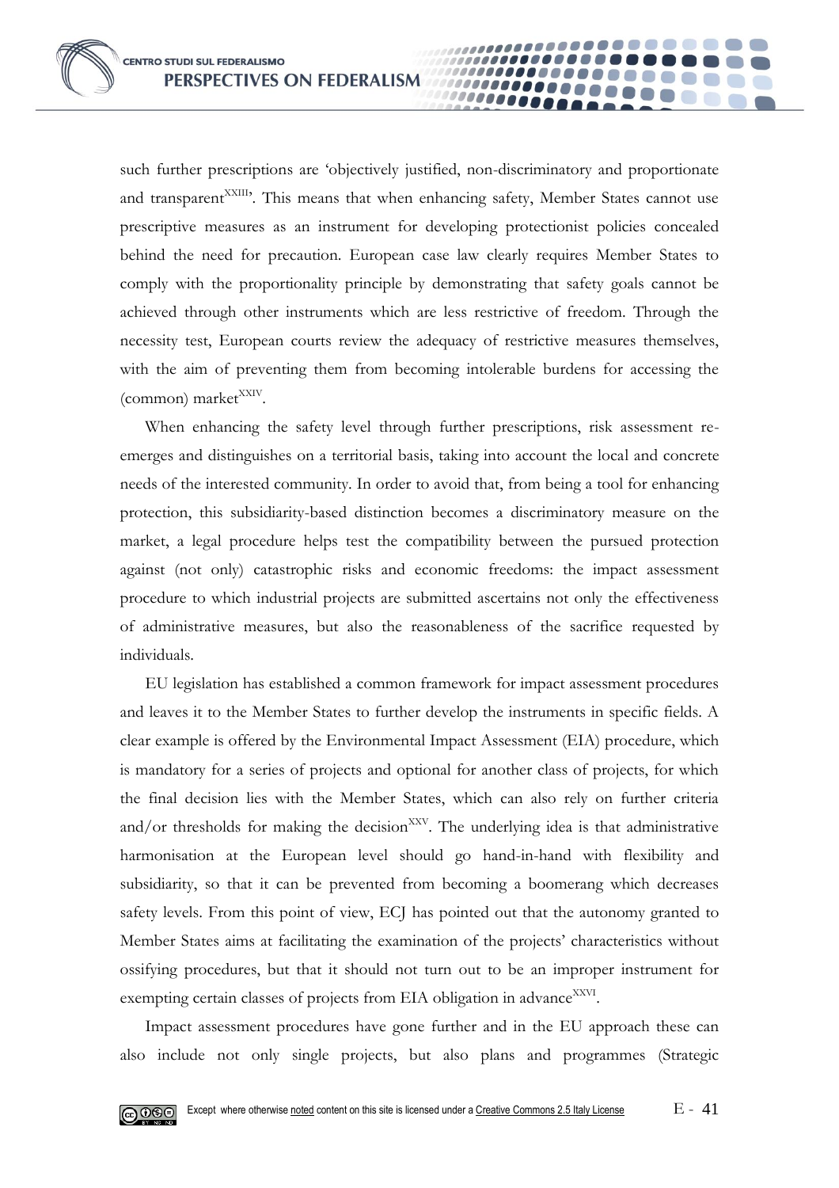such further prescriptions are 'objectively justified, non-discriminatory and proportionate and transparent[XXIII]'. This means that when enhancing safety, Member States cannot use prescriptive measures as an instrument for developing protectionist policies concealed behind the need for precaution. European case law clearly requires Member States to comply with the proportionality principle by demonstrating that safety goals cannot be achieved through other instruments which are less restrictive of freedom. Through the necessity test, European courts review the adequacy of restrictive measures themselves, with the aim of preventing them from becoming intolerable burdens for accessing the (common) market[XXIV].

When enhancing the safety level through further prescriptions, risk assessment re-emerges and distinguishes on a territorial basis, taking into account the local and concrete needs of the interested community. In order to avoid that, from being a tool for enhancing protection, this subsidiarity-based distinction becomes a discriminatory measure on the market, a legal procedure helps test the compatibility between the pursued protection against (not only) catastrophic risks and economic freedoms: the impact assessment procedure to which industrial projects are submitted ascertains not only the effectiveness of administrative measures, but also the reasonableness of the sacrifice requested by individuals.

EU legislation has established a common framework for impact assessment procedures and leaves it to the Member States to further develop the instruments in specific fields. A clear example is offered by the Environmental Impact Assessment (EIA) procedure, which is mandatory for a series of projects and optional for another class of projects, for which the final decision lies with the Member States, which can also rely on further criteria and/or thresholds for making the decision[XXV]. The underlying idea is that administrative harmonisation at the European level should go hand-in-hand with flexibility and subsidiarity, so that it can be prevented from becoming a boomerang which decreases safety levels. From this point of view, ECJ has pointed out that the autonomy granted to Member States aims at facilitating the examination of the projects' characteristics without ossifying procedures, but that it should not turn out to be an improper instrument for exempting certain classes of projects from EIA obligation in advance[XXVI].

Impact assessment procedures have gone further and in the EU approach these can also include not only single projects, but also plans and programmes (Strategic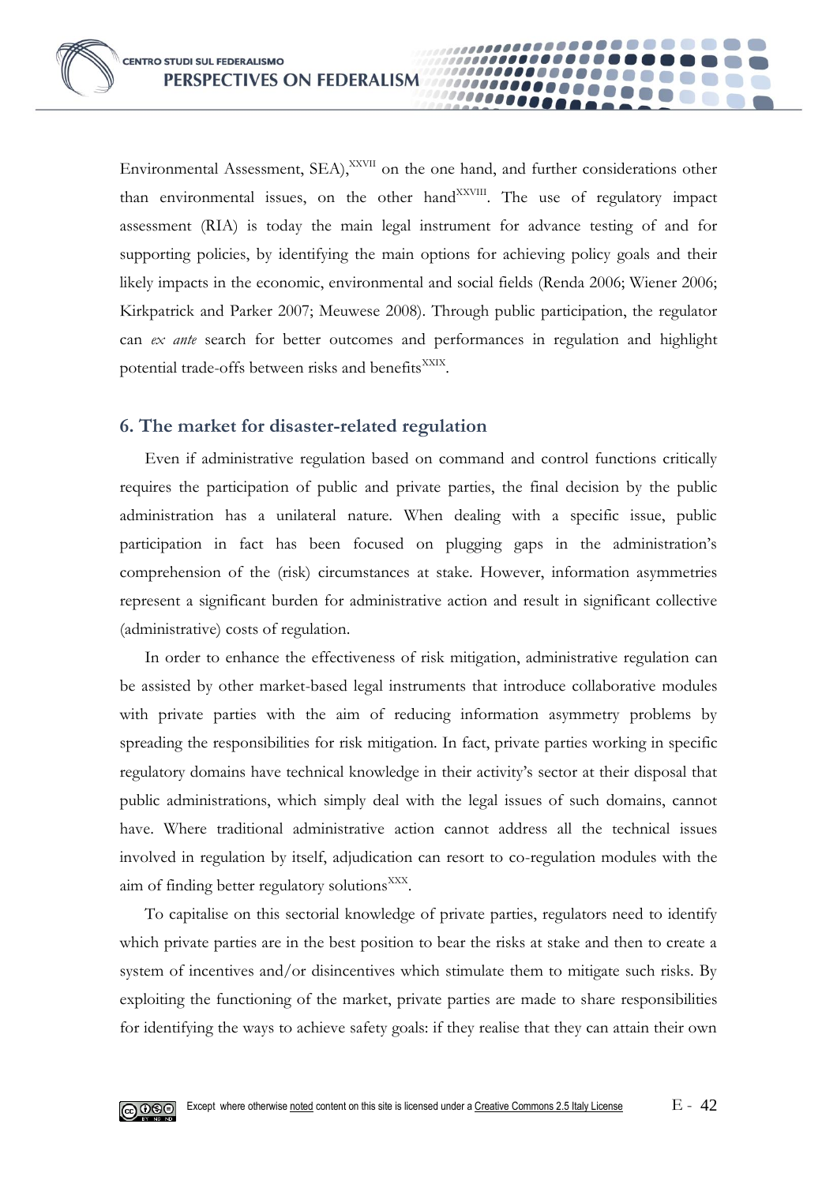Environmental Assessment, SEA),[XXVII] on the one hand, and further considerations other than environmental issues, on the other hand[XXVIII]. The use of regulatory impact assessment (RIA) is today the main legal instrument for advance testing of and for supporting policies, by identifying the main options for achieving policy goals and their likely impacts in the economic, environmental and social fields (Renda 2006; Wiener 2006; Kirkpatrick and Parker 2007; Meuwese 2008). Through public participation, the regulator can *ex ante* search for better outcomes and performances in regulation and highlight potential trade-offs between risks and benefits[XXIX].

## 6. The market for disaster-related regulation

Even if administrative regulation based on command and control functions critically requires the participation of public and private parties, the final decision by the public administration has a unilateral nature. When dealing with a specific issue, public participation in fact has been focused on plugging gaps in the administration's comprehension of the (risk) circumstances at stake. However, information asymmetries represent a significant burden for administrative action and result in significant collective (administrative) costs of regulation.

In order to enhance the effectiveness of risk mitigation, administrative regulation can be assisted by other market-based legal instruments that introduce collaborative modules with private parties with the aim of reducing information asymmetry problems by spreading the responsibilities for risk mitigation. In fact, private parties working in specific regulatory domains have technical knowledge in their activity's sector at their disposal that public administrations, which simply deal with the legal issues of such domains, cannot have. Where traditional administrative action cannot address all the technical issues involved in regulation by itself, adjudication can resort to co-regulation modules with the aim of finding better regulatory solutions[XXX].

To capitalise on this sectorial knowledge of private parties, regulators need to identify which private parties are in the best position to bear the risks at stake and then to create a system of incentives and/or disincentives which stimulate them to mitigate such risks. By exploiting the functioning of the market, private parties are made to share responsibilities for identifying the ways to achieve safety goals: if they realise that they can attain their own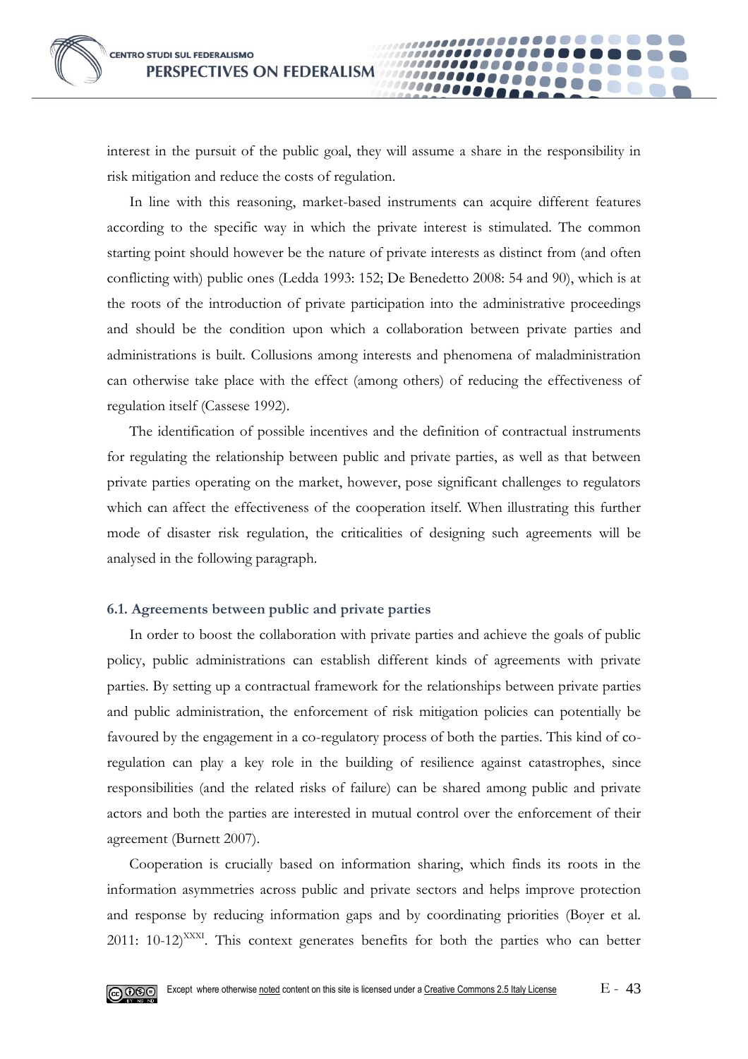interest in the pursuit of the public goal, they will assume a share in the responsibility in risk mitigation and reduce the costs of regulation.

In line with this reasoning, market-based instruments can acquire different features according to the specific way in which the private interest is stimulated. The common starting point should however be the nature of private interests as distinct from (and often conflicting with) public ones (Ledda 1993: 152; De Benedetto 2008: 54 and 90), which is at the roots of the introduction of private participation into the administrative proceedings and should be the condition upon which a collaboration between private parties and administrations is built. Collusions among interests and phenomena of maladministration can otherwise take place with the effect (among others) of reducing the effectiveness of regulation itself (Cassese 1992).

The identification of possible incentives and the definition of contractual instruments for regulating the relationship between public and private parties, as well as that between private parties operating on the market, however, pose significant challenges to regulators which can affect the effectiveness of the cooperation itself. When illustrating this further mode of disaster risk regulation, the criticalities of designing such agreements will be analysed in the following paragraph.

### 6.1. Agreements between public and private parties

In order to boost the collaboration with private parties and achieve the goals of public policy, public administrations can establish different kinds of agreements with private parties. By setting up a contractual framework for the relationships between private parties and public administration, the enforcement of risk mitigation policies can potentially be favoured by the engagement in a co-regulatory process of both the parties. This kind of co-regulation can play a key role in the building of resilience against catastrophes, since responsibilities (and the related risks of failure) can be shared among public and private actors and both the parties are interested in mutual control over the enforcement of their agreement (Burnett 2007).

Cooperation is crucially based on information sharing, which finds its roots in the information asymmetries across public and private sectors and helps improve protection and response by reducing information gaps and by coordinating priorities (Boyer et al. 2011: 10-12)[XXXI]. This context generates benefits for both the parties who can better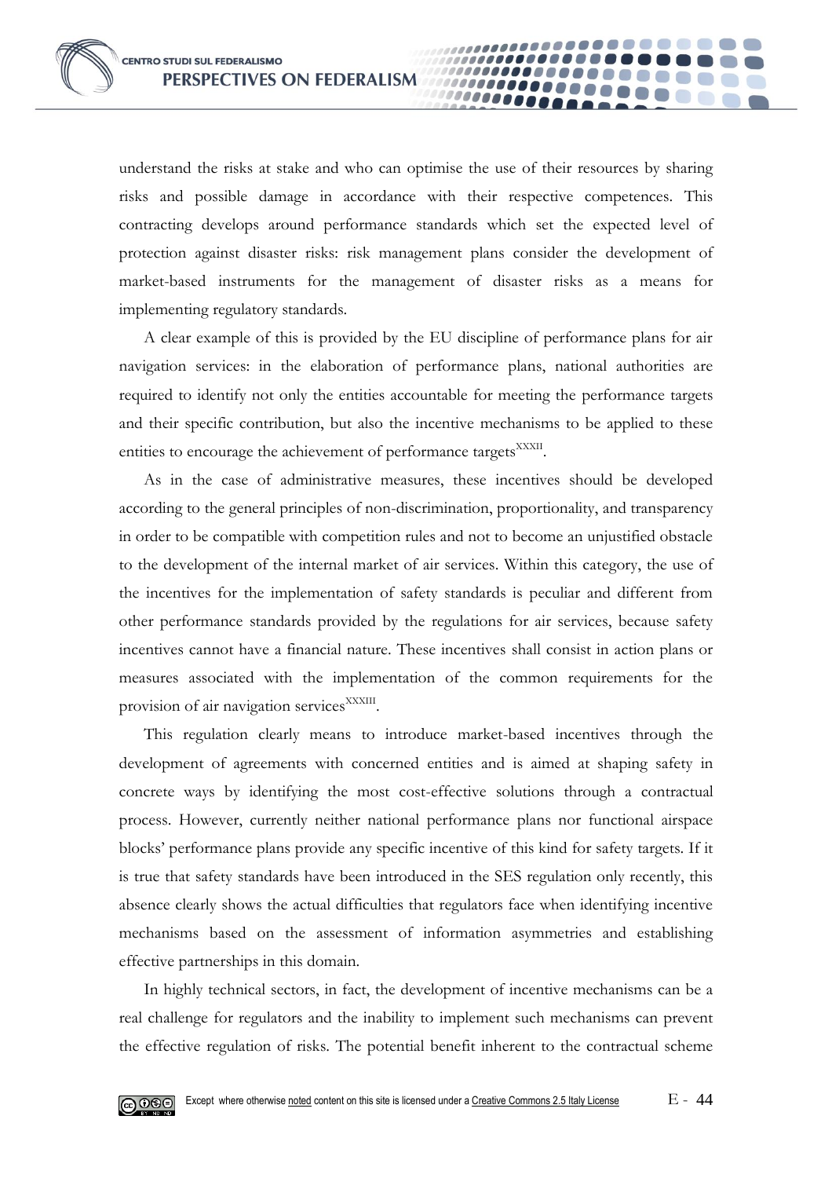understand the risks at stake and who can optimise the use of their resources by sharing risks and possible damage in accordance with their respective competences. This contracting develops around performance standards which set the expected level of protection against disaster risks: risk management plans consider the development of market-based instruments for the management of disaster risks as a means for implementing regulatory standards.

A clear example of this is provided by the EU discipline of performance plans for air navigation services: in the elaboration of performance plans, national authorities are required to identify not only the entities accountable for meeting the performance targets and their specific contribution, but also the incentive mechanisms to be applied to these entities to encourage the achievement of performance targets[XXXII].

As in the case of administrative measures, these incentives should be developed according to the general principles of non-discrimination, proportionality, and transparency in order to be compatible with competition rules and not to become an unjustified obstacle to the development of the internal market of air services. Within this category, the use of the incentives for the implementation of safety standards is peculiar and different from other performance standards provided by the regulations for air services, because safety incentives cannot have a financial nature. These incentives shall consist in action plans or measures associated with the implementation of the common requirements for the provision of air navigation services[XXXIII].

This regulation clearly means to introduce market-based incentives through the development of agreements with concerned entities and is aimed at shaping safety in concrete ways by identifying the most cost-effective solutions through a contractual process. However, currently neither national performance plans nor functional airspace blocks' performance plans provide any specific incentive of this kind for safety targets. If it is true that safety standards have been introduced in the SES regulation only recently, this absence clearly shows the actual difficulties that regulators face when identifying incentive mechanisms based on the assessment of information asymmetries and establishing effective partnerships in this domain.

In highly technical sectors, in fact, the development of incentive mechanisms can be a real challenge for regulators and the inability to implement such mechanisms can prevent the effective regulation of risks. The potential benefit inherent to the contractual scheme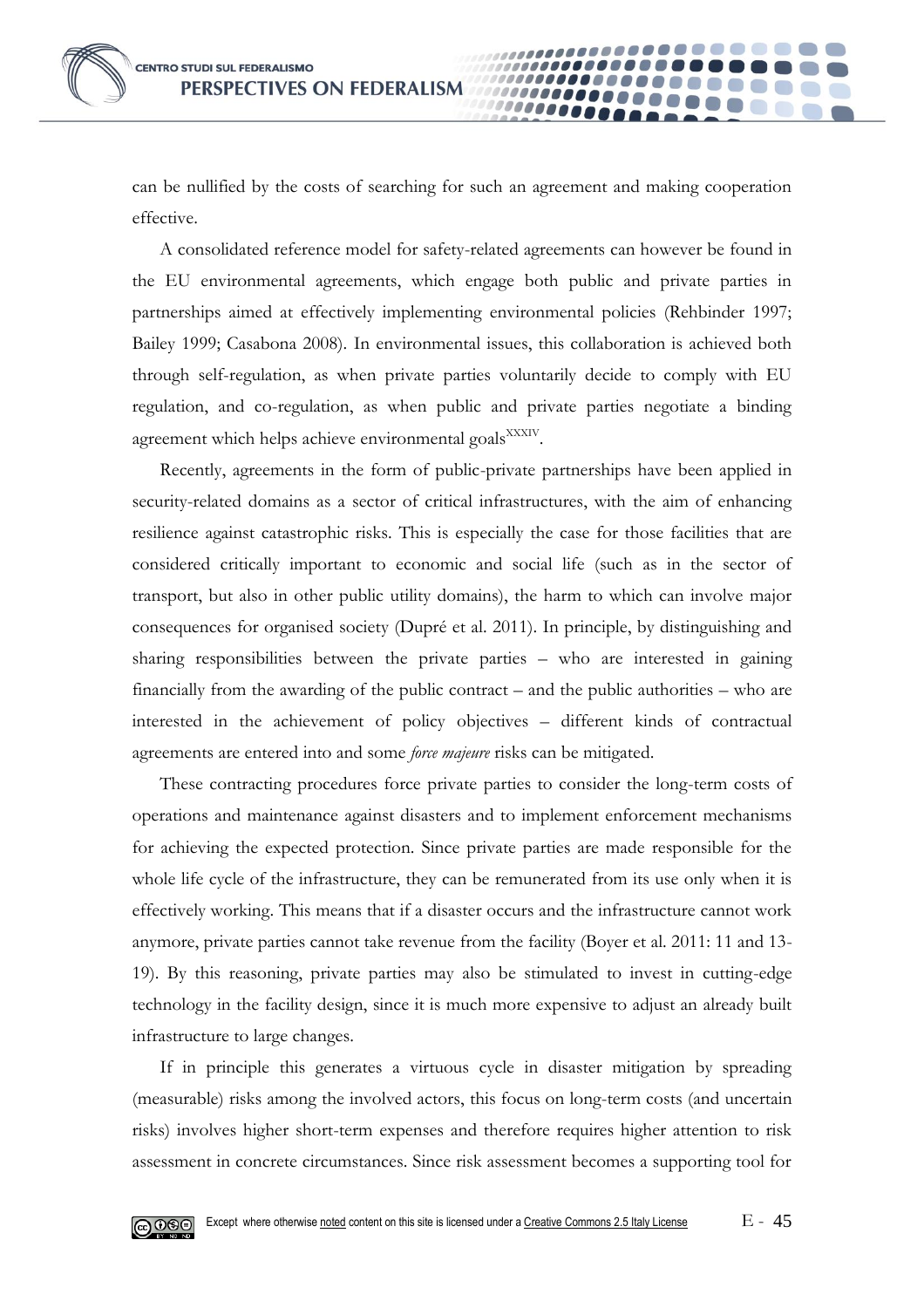can be nullified by the costs of searching for such an agreement and making cooperation effective.

A consolidated reference model for safety-related agreements can however be found in the EU environmental agreements, which engage both public and private parties in partnerships aimed at effectively implementing environmental policies (Rehbinder 1997; Bailey 1999; Casabona 2008). In environmental issues, this collaboration is achieved both through self-regulation, as when private parties voluntarily decide to comply with EU regulation, and co-regulation, as when public and private parties negotiate a binding agreement which helps achieve environmental goals[XXXIV].

Recently, agreements in the form of public-private partnerships have been applied in security-related domains as a sector of critical infrastructures, with the aim of enhancing resilience against catastrophic risks. This is especially the case for those facilities that are considered critically important to economic and social life (such as in the sector of transport, but also in other public utility domains), the harm to which can involve major consequences for organised society (Dupré et al. 2011). In principle, by distinguishing and sharing responsibilities between the private parties – who are interested in gaining financially from the awarding of the public contract – and the public authorities – who are interested in the achievement of policy objectives – different kinds of contractual agreements are entered into and some *force majeure* risks can be mitigated.

These contracting procedures force private parties to consider the long-term costs of operations and maintenance against disasters and to implement enforcement mechanisms for achieving the expected protection. Since private parties are made responsible for the whole life cycle of the infrastructure, they can be remunerated from its use only when it is effectively working. This means that if a disaster occurs and the infrastructure cannot work anymore, private parties cannot take revenue from the facility (Boyer et al. 2011: 11 and 13-19). By this reasoning, private parties may also be stimulated to invest in cutting-edge technology in the facility design, since it is much more expensive to adjust an already built infrastructure to large changes.

If in principle this generates a virtuous cycle in disaster mitigation by spreading (measurable) risks among the involved actors, this focus on long-term costs (and uncertain risks) involves higher short-term expenses and therefore requires higher attention to risk assessment in concrete circumstances. Since risk assessment becomes a supporting tool for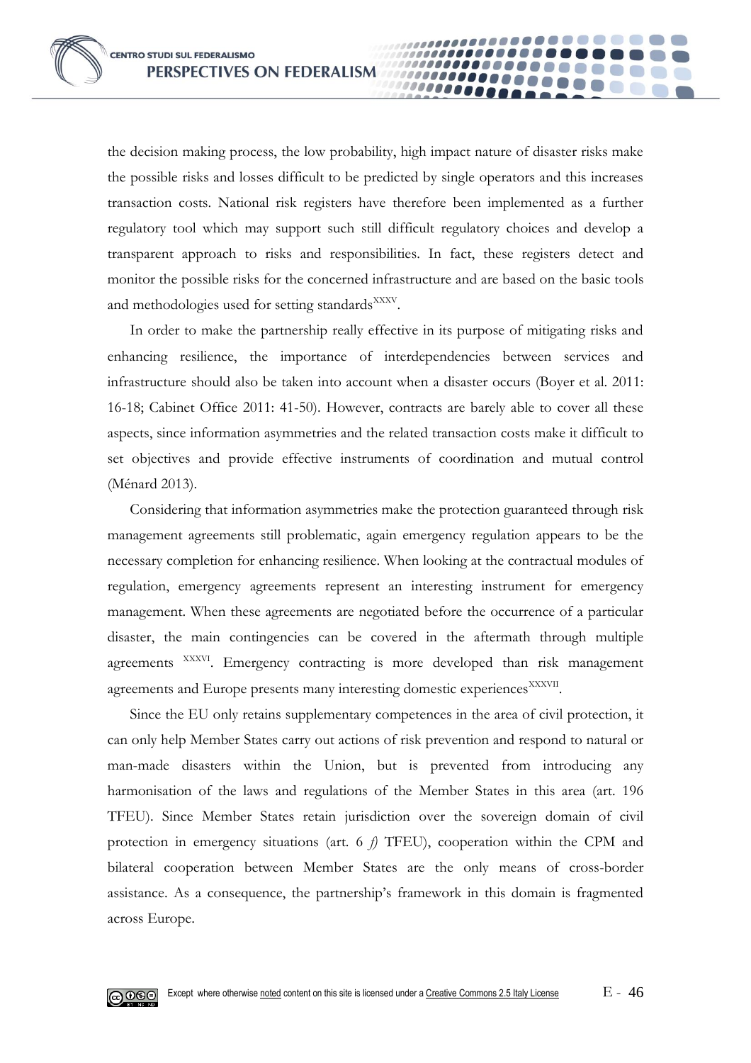the decision making process, the low probability, high impact nature of disaster risks make the possible risks and losses difficult to be predicted by single operators and this increases transaction costs. National risk registers have therefore been implemented as a further regulatory tool which may support such still difficult regulatory choices and develop a transparent approach to risks and responsibilities. In fact, these registers detect and monitor the possible risks for the concerned infrastructure and are based on the basic tools and methodologies used for setting standards[XXXV].

In order to make the partnership really effective in its purpose of mitigating risks and enhancing resilience, the importance of interdependencies between services and infrastructure should also be taken into account when a disaster occurs (Boyer et al. 2011: 16-18; Cabinet Office 2011: 41-50). However, contracts are barely able to cover all these aspects, since information asymmetries and the related transaction costs make it difficult to set objectives and provide effective instruments of coordination and mutual control (Ménard 2013).

Considering that information asymmetries make the protection guaranteed through risk management agreements still problematic, again emergency regulation appears to be the necessary completion for enhancing resilience. When looking at the contractual modules of regulation, emergency agreements represent an interesting instrument for emergency management. When these agreements are negotiated before the occurrence of a particular disaster, the main contingencies can be covered in the aftermath through multiple agreements [XXXVI]. Emergency contracting is more developed than risk management agreements and Europe presents many interesting domestic experiences[XXXVII].

Since the EU only retains supplementary competences in the area of civil protection, it can only help Member States carry out actions of risk prevention and respond to natural or man-made disasters within the Union, but is prevented from introducing any harmonisation of the laws and regulations of the Member States in this area (art. 196 TFEU). Since Member States retain jurisdiction over the sovereign domain of civil protection in emergency situations (art. 6 *f)* TFEU), cooperation within the CPM and bilateral cooperation between Member States are the only means of cross-border assistance. As a consequence, the partnership's framework in this domain is fragmented across Europe.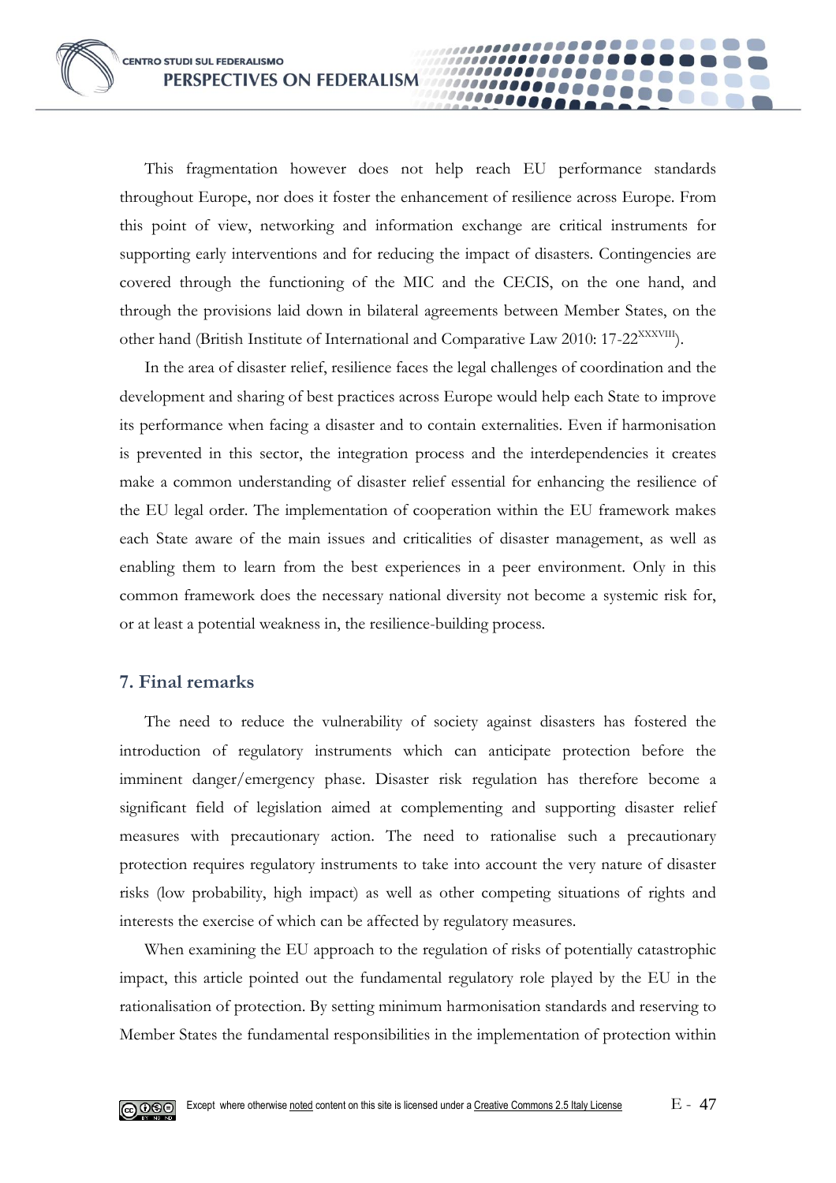This fragmentation however does not help reach EU performance standards throughout Europe, nor does it foster the enhancement of resilience across Europe. From this point of view, networking and information exchange are critical instruments for supporting early interventions and for reducing the impact of disasters. Contingencies are covered through the functioning of the MIC and the CECIS, on the one hand, and through the provisions laid down in bilateral agreements between Member States, on the other hand (British Institute of International and Comparative Law 2010: 17-22[XXXVIII]).

In the area of disaster relief, resilience faces the legal challenges of coordination and the development and sharing of best practices across Europe would help each State to improve its performance when facing a disaster and to contain externalities. Even if harmonisation is prevented in this sector, the integration process and the interdependencies it creates make a common understanding of disaster relief essential for enhancing the resilience of the EU legal order. The implementation of cooperation within the EU framework makes each State aware of the main issues and criticalities of disaster management, as well as enabling them to learn from the best experiences in a peer environment. Only in this common framework does the necessary national diversity not become a systemic risk for, or at least a potential weakness in, the resilience-building process.

## 7. Final remarks

The need to reduce the vulnerability of society against disasters has fostered the introduction of regulatory instruments which can anticipate protection before the imminent danger/emergency phase. Disaster risk regulation has therefore become a significant field of legislation aimed at complementing and supporting disaster relief measures with precautionary action. The need to rationalise such a precautionary protection requires regulatory instruments to take into account the very nature of disaster risks (low probability, high impact) as well as other competing situations of rights and interests the exercise of which can be affected by regulatory measures.

When examining the EU approach to the regulation of risks of potentially catastrophic impact, this article pointed out the fundamental regulatory role played by the EU in the rationalisation of protection. By setting minimum harmonisation standards and reserving to Member States the fundamental responsibilities in the implementation of protection within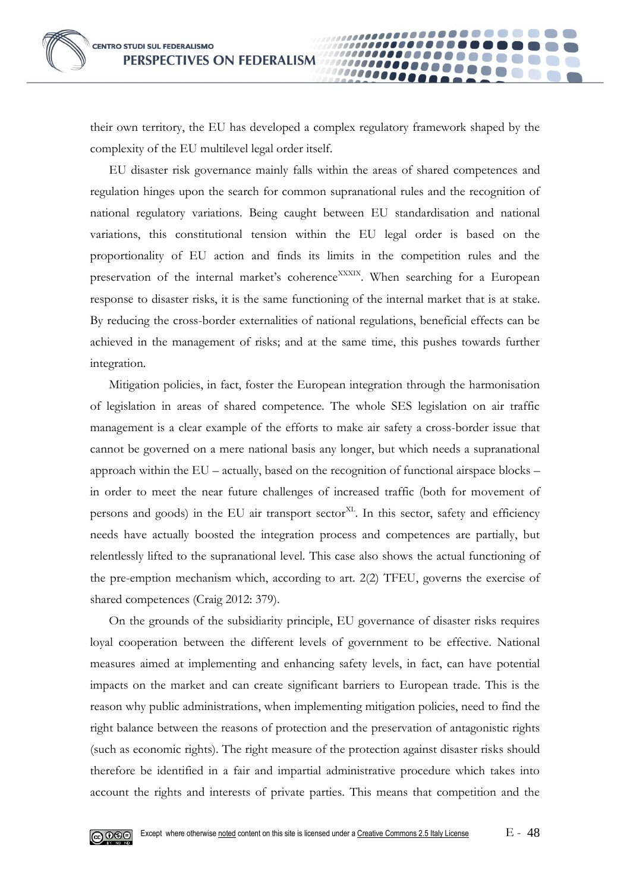their own territory, the EU has developed a complex regulatory framework shaped by the complexity of the EU multilevel legal order itself.

EU disaster risk governance mainly falls within the areas of shared competences and regulation hinges upon the search for common supranational rules and the recognition of national regulatory variations. Being caught between EU standardisation and national variations, this constitutional tension within the EU legal order is based on the proportionality of EU action and finds its limits in the competition rules and the preservation of the internal market's coherence[XXXIX]. When searching for a European response to disaster risks, it is the same functioning of the internal market that is at stake. By reducing the cross-border externalities of national regulations, beneficial effects can be achieved in the management of risks; and at the same time, this pushes towards further integration.

Mitigation policies, in fact, foster the European integration through the harmonisation of legislation in areas of shared competence. The whole SES legislation on air traffic management is a clear example of the efforts to make air safety a cross-border issue that cannot be governed on a mere national basis any longer, but which needs a supranational approach within the EU – actually, based on the recognition of functional airspace blocks – in order to meet the near future challenges of increased traffic (both for movement of persons and goods) in the EU air transport sector[XL]. In this sector, safety and efficiency needs have actually boosted the integration process and competences are partially, but relentlessly lifted to the supranational level. This case also shows the actual functioning of the pre-emption mechanism which, according to art. 2(2) TFEU, governs the exercise of shared competences (Craig 2012: 379).

On the grounds of the subsidiarity principle, EU governance of disaster risks requires loyal cooperation between the different levels of government to be effective. National measures aimed at implementing and enhancing safety levels, in fact, can have potential impacts on the market and can create significant barriers to European trade. This is the reason why public administrations, when implementing mitigation policies, need to find the right balance between the reasons of protection and the preservation of antagonistic rights (such as economic rights). The right measure of the protection against disaster risks should therefore be identified in a fair and impartial administrative procedure which takes into account the rights and interests of private parties. This means that competition and the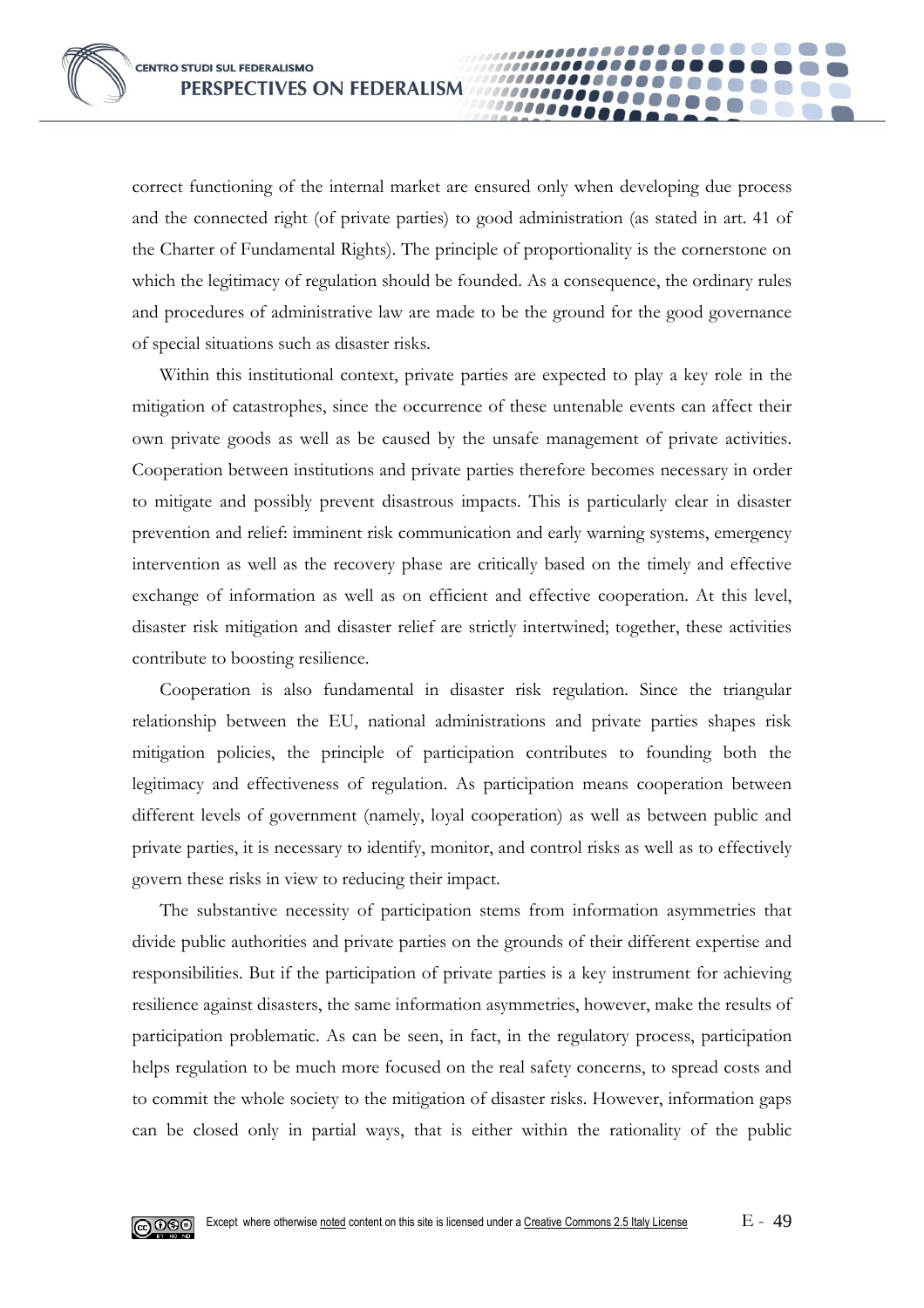correct functioning of the internal market are ensured only when developing due process and the connected right (of private parties) to good administration (as stated in art. 41 of the Charter of Fundamental Rights). The principle of proportionality is the cornerstone on which the legitimacy of regulation should be founded. As a consequence, the ordinary rules and procedures of administrative law are made to be the ground for the good governance of special situations such as disaster risks.

Within this institutional context, private parties are expected to play a key role in the mitigation of catastrophes, since the occurrence of these untenable events can affect their own private goods as well as be caused by the unsafe management of private activities. Cooperation between institutions and private parties therefore becomes necessary in order to mitigate and possibly prevent disastrous impacts. This is particularly clear in disaster prevention and relief: imminent risk communication and early warning systems, emergency intervention as well as the recovery phase are critically based on the timely and effective exchange of information as well as on efficient and effective cooperation. At this level, disaster risk mitigation and disaster relief are strictly intertwined; together, these activities contribute to boosting resilience.

Cooperation is also fundamental in disaster risk regulation. Since the triangular relationship between the EU, national administrations and private parties shapes risk mitigation policies, the principle of participation contributes to founding both the legitimacy and effectiveness of regulation. As participation means cooperation between different levels of government (namely, loyal cooperation) as well as between public and private parties, it is necessary to identify, monitor, and control risks as well as to effectively govern these risks in view to reducing their impact.

The substantive necessity of participation stems from information asymmetries that divide public authorities and private parties on the grounds of their different expertise and responsibilities. But if the participation of private parties is a key instrument for achieving resilience against disasters, the same information asymmetries, however, make the results of participation problematic. As can be seen, in fact, in the regulatory process, participation helps regulation to be much more focused on the real safety concerns, to spread costs and to commit the whole society to the mitigation of disaster risks. However, information gaps can be closed only in partial ways, that is either within the rationality of the public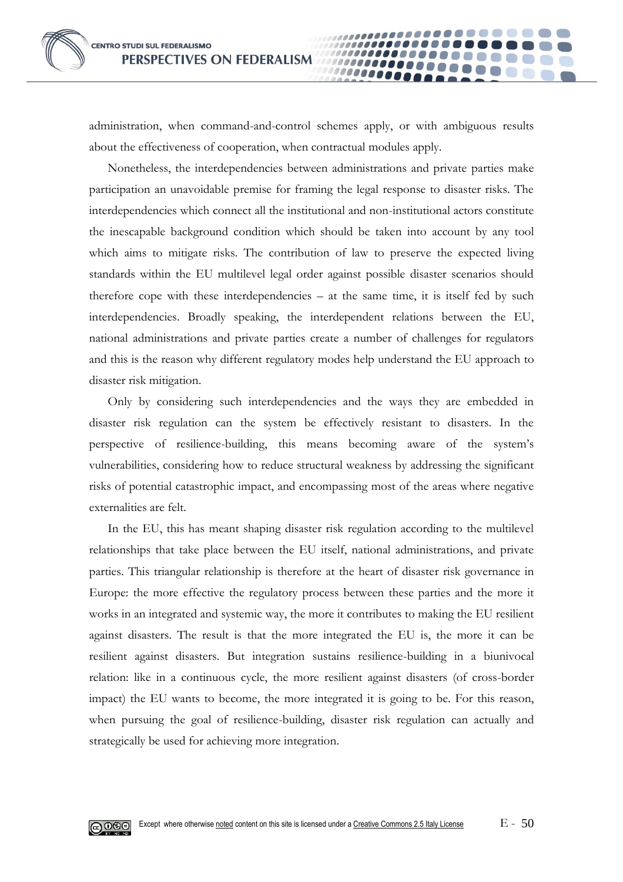administration, when command-and-control schemes apply, or with ambiguous results about the effectiveness of cooperation, when contractual modules apply.

Nonetheless, the interdependencies between administrations and private parties make participation an unavoidable premise for framing the legal response to disaster risks. The interdependencies which connect all the institutional and non-institutional actors constitute the inescapable background condition which should be taken into account by any tool which aims to mitigate risks. The contribution of law to preserve the expected living standards within the EU multilevel legal order against possible disaster scenarios should therefore cope with these interdependencies – at the same time, it is itself fed by such interdependencies. Broadly speaking, the interdependent relations between the EU, national administrations and private parties create a number of challenges for regulators and this is the reason why different regulatory modes help understand the EU approach to disaster risk mitigation.

Only by considering such interdependencies and the ways they are embedded in disaster risk regulation can the system be effectively resistant to disasters. In the perspective of resilience-building, this means becoming aware of the system's vulnerabilities, considering how to reduce structural weakness by addressing the significant risks of potential catastrophic impact, and encompassing most of the areas where negative externalities are felt.

In the EU, this has meant shaping disaster risk regulation according to the multilevel relationships that take place between the EU itself, national administrations, and private parties. This triangular relationship is therefore at the heart of disaster risk governance in Europe: the more effective the regulatory process between these parties and the more it works in an integrated and systemic way, the more it contributes to making the EU resilient against disasters. The result is that the more integrated the EU is, the more it can be resilient against disasters. But integration sustains resilience-building in a biunivocal relation: like in a continuous cycle, the more resilient against disasters (of cross-border impact) the EU wants to become, the more integrated it is going to be. For this reason, when pursuing the goal of resilience-building, disaster risk regulation can actually and strategically be used for achieving more integration.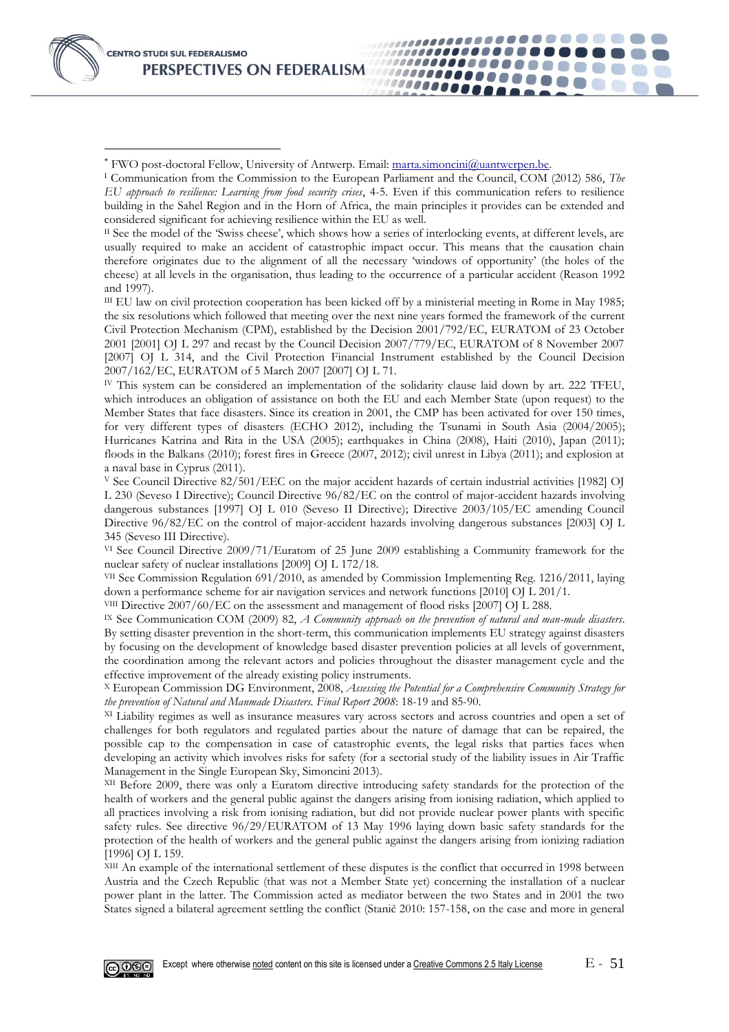\* FWO post-doctoral Fellow, University of Antwerp. Email: marta.simoncini@uantwerpen.be.

[I] Communication from the Commission to the European Parliament and the Council, COM (2012) 586, *The EU approach to resilience: Learning from food security crises*, 4-5. Even if this communication refers to resilience building in the Sahel Region and in the Horn of Africa, the main principles it provides can be extended and considered significant for achieving resilience within the EU as well.

[II] See the model of the 'Swiss cheese', which shows how a series of interlocking events, at different levels, are usually required to make an accident of catastrophic impact occur. This means that the causation chain therefore originates due to the alignment of all the necessary 'windows of opportunity' (the holes of the cheese) at all levels in the organisation, thus leading to the occurrence of a particular accident (Reason 1992 and 1997).

[III] EU law on civil protection cooperation has been kicked off by a ministerial meeting in Rome in May 1985; the six resolutions which followed that meeting over the next nine years formed the framework of the current Civil Protection Mechanism (CPM), established by the Decision 2001/792/EC, EURATOM of 23 October 2001 [2001] OJ L 297 and recast by the Council Decision 2007/779/EC, EURATOM of 8 November 2007 [2007] OJ L 314, and the Civil Protection Financial Instrument established by the Council Decision 2007/162/EC, EURATOM of 5 March 2007 [2007] OJ L 71.

[IV] This system can be considered an implementation of the solidarity clause laid down by art. 222 TFEU, which introduces an obligation of assistance on both the EU and each Member State (upon request) to the Member States that face disasters. Since its creation in 2001, the CMP has been activated for over 150 times, for very different types of disasters (ECHO 2012), including the Tsunami in South Asia (2004/2005); Hurricanes Katrina and Rita in the USA (2005); earthquakes in China (2008), Haiti (2010), Japan (2011); floods in the Balkans (2010); forest fires in Greece (2007, 2012); civil unrest in Libya (2011); and explosion at a naval base in Cyprus (2011).

[V] See Council Directive 82/501/EEC on the major accident hazards of certain industrial activities [1982] OJ L 230 (Seveso I Directive); Council Directive 96/82/EC on the control of major-accident hazards involving dangerous substances [1997] OJ L 010 (Seveso II Directive); Directive 2003/105/EC amending Council Directive 96/82/EC on the control of major-accident hazards involving dangerous substances [2003] OJ L 345 (Seveso III Directive).

[VI] See Council Directive 2009/71/Euratom of 25 June 2009 establishing a Community framework for the nuclear safety of nuclear installations [2009] OJ L 172/18.

[VII] See Commission Regulation 691/2010, as amended by Commission Implementing Reg. 1216/2011, laying down a performance scheme for air navigation services and network functions [2010] OJ L 201/1.

[VIII] Directive 2007/60/EC on the assessment and management of flood risks [2007] OJ L 288.

[IX] See Communication COM (2009) 82, *A Community approach on the prevention of natural and man-made disasters*. By setting disaster prevention in the short-term, this communication implements EU strategy against disasters by focusing on the development of knowledge based disaster prevention policies at all levels of government, the coordination among the relevant actors and policies throughout the disaster management cycle and the effective improvement of the already existing policy instruments.

[X] European Commission DG Environment, 2008, *Assessing the Potential for a Comprehensive Community Strategy for the prevention of Natural and Manmade Disasters. Final Report 2008*: 18-19 and 85-90.

[XI] Liability regimes as well as insurance measures vary across sectors and across countries and open a set of challenges for both regulators and regulated parties about the nature of damage that can be repaired, the possible cap to the compensation in case of catastrophic events, the legal risks that parties face when developing an activity which involves risks for safety (for a sectorial study of the liability issues in Air Traffic Management in the Single European Sky, Simoncini 2013).

[XII] Before 2009, there was only a Euratom directive introducing safety standards for the protection of the health of workers and the general public against the dangers arising from ionising radiation, which applied to all practices involving a risk from ionising radiation, but did not provide nuclear power plants with specific safety rules. See directive 96/29/EURATOM of 13 May 1996 laying down basic safety standards for the protection of the health of workers and the general public against the dangers arising from ionizing radiation [1996] OJ L 159.

[XIII] An example of the international settlement of these disputes is the conflict that occurred in 1998 between Austria and the Czech Republic (that was not a Member State yet) concerning the installation of a nuclear power plant in the latter. The Commission acted as mediator between the two States and in 2001 the two States signed a bilateral agreement settling the conflict (Stanič 2010: 157-158, on the case and more in general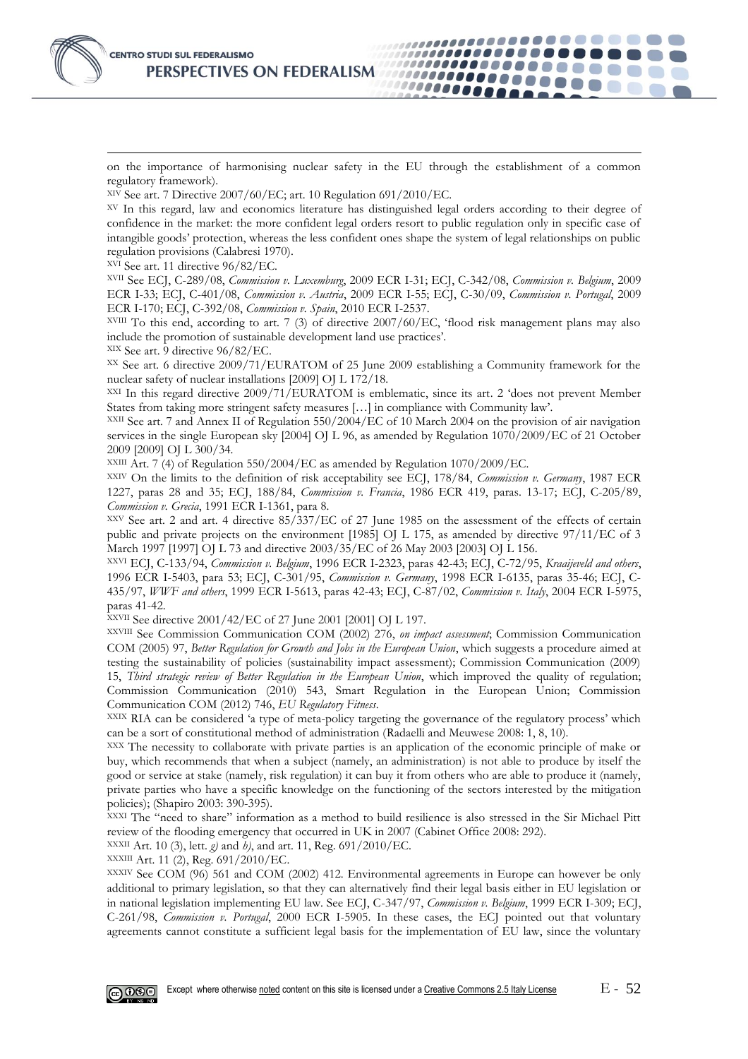on the importance of harmonising nuclear safety in the EU through the establishment of a common regulatory framework).

[XIV] See art. 7 Directive 2007/60/EC; art. 10 Regulation 691/2010/EC.

[XV] In this regard, law and economics literature has distinguished legal orders according to their degree of confidence in the market: the more confident legal orders resort to public regulation only in specific case of intangible goods' protection, whereas the less confident ones shape the system of legal relationships on public regulation provisions (Calabresi 1970).

[XVI] See art. 11 directive 96/82/EC.

[XVII] See ECJ, C-289/08, *Commission v. Luxemburg*, 2009 ECR I-31; ECJ, C-342/08, *Commission v. Belgium*, 2009 ECR I-33; ECJ, C-401/08, *Commission v. Austria*, 2009 ECR I-55; ECJ, C-30/09, *Commission v. Portugal*, 2009 ECR I-170; ECJ, C-392/08, *Commission v. Spain*, 2010 ECR I-2537.

[XVIII] To this end, according to art. 7 (3) of directive 2007/60/EC, 'flood risk management plans may also include the promotion of sustainable development land use practices'.

[XIX] See art. 9 directive 96/82/EC.

[XX] See art. 6 directive 2009/71/EURATOM of 25 June 2009 establishing a Community framework for the nuclear safety of nuclear installations [2009] OJ L 172/18.

[XXI] In this regard directive 2009/71/EURATOM is emblematic, since its art. 2 'does not prevent Member States from taking more stringent safety measures […] in compliance with Community law'.

[XXII] See art. 7 and Annex II of Regulation 550/2004/EC of 10 March 2004 on the provision of air navigation services in the single European sky [2004] OJ L 96, as amended by Regulation 1070/2009/EC of 21 October 2009 [2009] OJ L 300/34.

[XXIII] Art. 7 (4) of Regulation 550/2004/EC as amended by Regulation 1070/2009/EC.

[XXIV] On the limits to the definition of risk acceptability see ECJ, 178/84, *Commission v. Germany*, 1987 ECR 1227, paras 28 and 35; ECJ, 188/84, *Commission v. Francia*, 1986 ECR 419, paras. 13-17; ECJ, C-205/89, *Commission v. Grecia*, 1991 ECR I-1361, para 8.

[XXV] See art. 2 and art. 4 directive 85/337/EC of 27 June 1985 on the assessment of the effects of certain public and private projects on the environment [1985] OJ L 175, as amended by directive 97/11/EC of 3 March 1997 [1997] OJ L 73 and directive 2003/35/EC of 26 May 2003 [2003] OJ L 156.

[XXVI] ECJ, C-133/94, *Commission v. Belgium*, 1996 ECR I-2323, paras 42-43; ECJ, C-72/95, *Kraaijeveld and others*, 1996 ECR I-5403, para 53; ECJ, C-301/95, *Commission v. Germany*, 1998 ECR I-6135, paras 35-46; ECJ, C-435/97, *WWF and others*, 1999 ECR I-5613, paras 42-43; ECJ, C-87/02, *Commission v. Italy*, 2004 ECR I-5975, paras 41-42.

[XXVII] See directive 2001/42/EC of 27 June 2001 [2001] OJ L 197.

[XXVIII] See Commission Communication COM (2002) 276, *on impact assessment*; Commission Communication COM (2005) 97, *Better Regulation for Growth and Jobs in the European Union*, which suggests a procedure aimed at testing the sustainability of policies (sustainability impact assessment); Commission Communication (2009) 15, *Third strategic review of Better Regulation in the European Union*, which improved the quality of regulation; Commission Communication (2010) 543, Smart Regulation in the European Union; Commission Communication COM (2012) 746, *EU Regulatory Fitness*.

[XXIX] RIA can be considered 'a type of meta-policy targeting the governance of the regulatory process' which can be a sort of constitutional method of administration (Radaelli and Meuwese 2008: 1, 8, 10).

[XXX] The necessity to collaborate with private parties is an application of the economic principle of make or buy, which recommends that when a subject (namely, an administration) is not able to produce by itself the good or service at stake (namely, risk regulation) it can buy it from others who are able to produce it (namely, private parties who have a specific knowledge on the functioning of the sectors interested by the mitigation policies); (Shapiro 2003: 390-395).

[XXXI] The "need to share" information as a method to build resilience is also stressed in the Sir Michael Pitt review of the flooding emergency that occurred in UK in 2007 (Cabinet Office 2008: 292).

[XXXII] Art. 10 (3), lett. *g)* and *h)*, and art. 11, Reg. 691/2010/EC.

[XXXIII] Art. 11 (2), Reg. 691/2010/EC.

[XXXIV] See COM (96) 561 and COM (2002) 412. Environmental agreements in Europe can however be only additional to primary legislation, so that they can alternatively find their legal basis either in EU legislation or in national legislation implementing EU law. See ECJ, C-347/97, *Commission v. Belgium*, 1999 ECR I-309; ECJ, C-261/98, *Commission v. Portugal*, 2000 ECR I-5905. In these cases, the ECJ pointed out that voluntary agreements cannot constitute a sufficient legal basis for the implementation of EU law, since the voluntary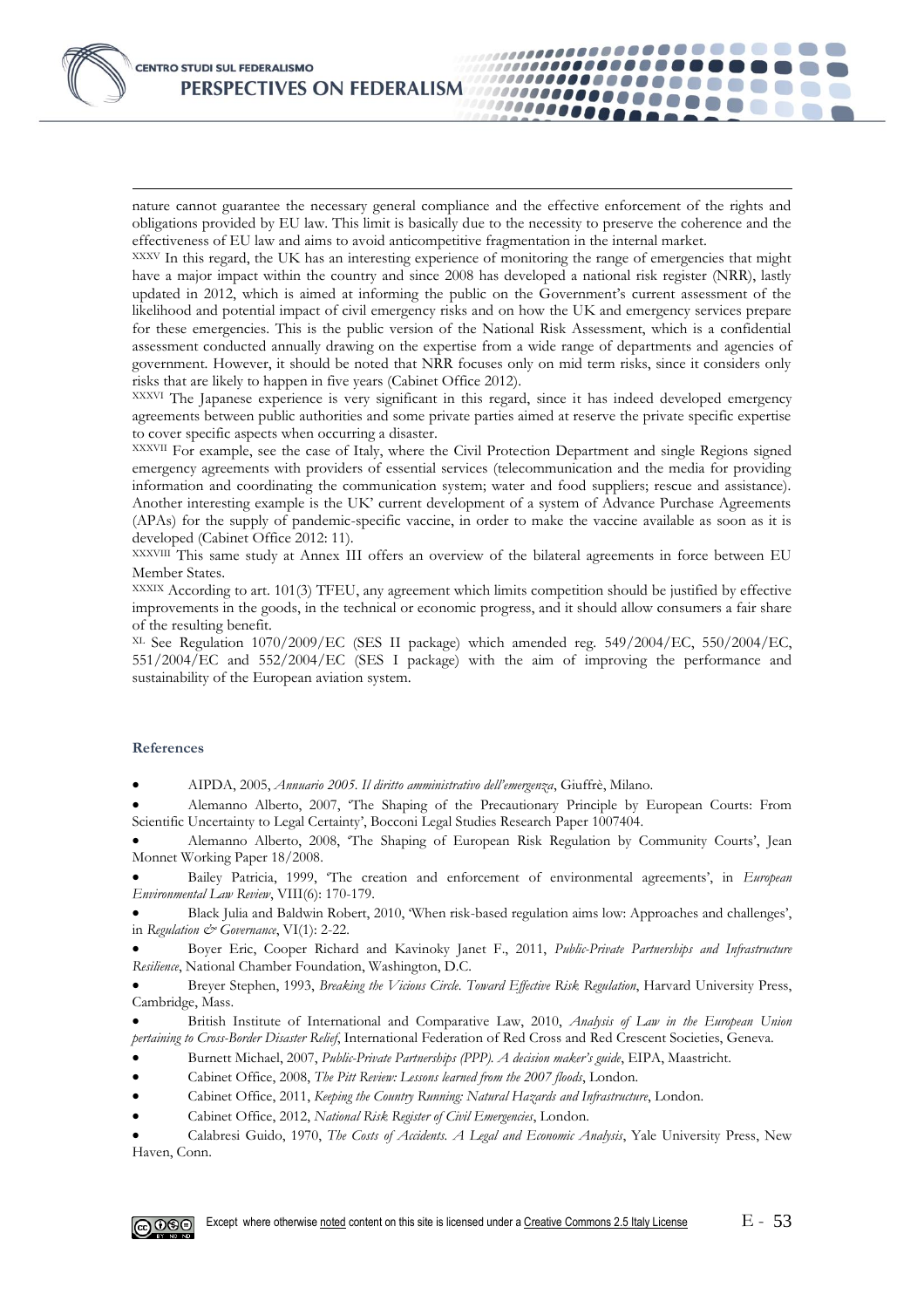nature cannot guarantee the necessary general compliance and the effective enforcement of the rights and obligations provided by EU law. This limit is basically due to the necessity to preserve the coherence and the effectiveness of EU law and aims to avoid anticompetitive fragmentation in the internal market.

XXXV In this regard, the UK has an interesting experience of monitoring the range of emergencies that might have a major impact within the country and since 2008 has developed a national risk register (NRR), lastly updated in 2012, which is aimed at informing the public on the Government's current assessment of the likelihood and potential impact of civil emergency risks and on how the UK and emergency services prepare for these emergencies. This is the public version of the National Risk Assessment, which is a confidential assessment conducted annually drawing on the expertise from a wide range of departments and agencies of government. However, it should be noted that NRR focuses only on mid term risks, since it considers only risks that are likely to happen in five years (Cabinet Office 2012).

XXXVI The Japanese experience is very significant in this regard, since it has indeed developed emergency agreements between public authorities and some private parties aimed at reserve the private specific expertise to cover specific aspects when occurring a disaster.

XXXVII For example, see the case of Italy, where the Civil Protection Department and single Regions signed emergency agreements with providers of essential services (telecommunication and the media for providing information and coordinating the communication system; water and food suppliers; rescue and assistance). Another interesting example is the UK' current development of a system of Advance Purchase Agreements (APAs) for the supply of pandemic-specific vaccine, in order to make the vaccine available as soon as it is developed (Cabinet Office 2012: 11).

XXXVIII This same study at Annex III offers an overview of the bilateral agreements in force between EU Member States.

XXXIX According to art. 101(3) TFEU, any agreement which limits competition should be justified by effective improvements in the goods, in the technical or economic progress, and it should allow consumers a fair share of the resulting benefit.

XL See Regulation 1070/2009/EC (SES II package) which amended reg. 549/2004/EC, 550/2004/EC, 551/2004/EC and 552/2004/EC (SES I package) with the aim of improving the performance and sustainability of the European aviation system.

## References

- AIPDA, 2005, *Annuario 2005. Il diritto amministrativo dell'emergenza*, Giuffrè, Milano.
- Alemanno Alberto, 2007, 'The Shaping of the Precautionary Principle by European Courts: From Scientific Uncertainty to Legal Certainty', Bocconi Legal Studies Research Paper 1007404.
- Alemanno Alberto, 2008, 'The Shaping of European Risk Regulation by Community Courts', Jean Monnet Working Paper 18/2008.
- Bailey Patricia, 1999, 'The creation and enforcement of environmental agreements', in *European Environmental Law Review*, VIII(6): 170-179.
- Black Julia and Baldwin Robert, 2010, 'When risk-based regulation aims low: Approaches and challenges', in *Regulation & Governance*, VI(1): 2-22.
- Boyer Eric, Cooper Richard and Kavinoky Janet F., 2011, *Public-Private Partnerships and Infrastructure Resilience*, National Chamber Foundation, Washington, D.C.
- Breyer Stephen, 1993, *Breaking the Vicious Circle. Toward Effective Risk Regulation*, Harvard University Press, Cambridge, Mass.
- British Institute of International and Comparative Law, 2010, *Analysis of Law in the European Union pertaining to Cross-Border Disaster Relief*, International Federation of Red Cross and Red Crescent Societies, Geneva.
- Burnett Michael, 2007, *Public-Private Partnerships (PPP). A decision maker's guide*, EIPA, Maastricht.
- Cabinet Office, 2008, *The Pitt Review: Lessons learned from the 2007 floods*, London.
- Cabinet Office, 2011, *Keeping the Country Running: Natural Hazards and Infrastructure*, London.
- Cabinet Office, 2012, *National Risk Register of Civil Emergencies*, London.
- Calabresi Guido, 1970, *The Costs of Accidents. A Legal and Economic Analysis*, Yale University Press, New Haven, Conn.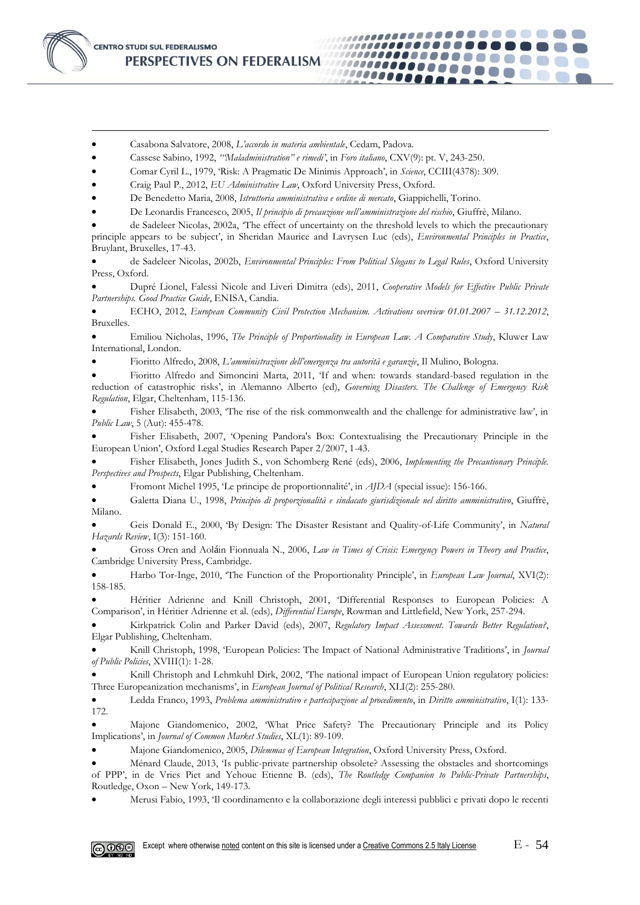- Casabona Salvatore, 2008, *L'accordo in materia ambientale*, Cedam, Padova.
- Cassese Sabino, 1992, *'"Maladministration" e rimedi'*, in *Foro italiano*, CXV(9): pt. V, 243-250.
- Comar Cyril L., 1979, 'Risk: A Pragmatic De Minimis Approach', in *Science*, CCIII(4378): 309.
- Craig Paul P., 2012, *EU Administrative Law*, Oxford University Press, Oxford.
- De Benedetto Maria, 2008, *Istruttoria amministrativa e ordine di mercato*, Giappichelli, Torino.
- De Leonardis Francesco, 2005, *Il principio di precauzione nell'amministrazione del rischio*, Giuffrè, Milano.
- de Sadeleer Nicolas, 2002a, 'The effect of uncertainty on the threshold levels to which the precautionary principle appears to be subject', in Sheridan Maurice and Lavrysen Luc (eds), *Environmental Principles in Practice*, Bruylant, Bruxelles, 17-43.
- de Sadeleer Nicolas, 2002b, *Environmental Principles: From Political Slogans to Legal Rules*, Oxford University Press, Oxford.
- Dupré Lionel, Falessi Nicole and Liveri Dimitra (eds), 2011, *Cooperative Models for Effective Public Private Partnerships. Good Practice Guide*, ENISA, Candia.
- ECHO, 2012, *European Community Civil Protection Mechanism. Activations overview 01.01.2007 – 31.12.2012*, Bruxelles.
- Emiliou Nicholas, 1996, *The Principle of Proportionality in European Law. A Comparative Study*, Kluwer Law International, London.
- Fioritto Alfredo, 2008, *L'amministrazione dell'emergenza tra autorità e garanzie*, Il Mulino, Bologna.
- Fioritto Alfredo and Simoncini Marta, 2011, 'If and when: towards standard-based regulation in the reduction of catastrophic risks', in Alemanno Alberto (ed), *Governing Disasters. The Challenge of Emergency Risk Regulation*, Elgar, Cheltenham, 115-136.
- Fisher Elisabeth, 2003, 'The rise of the risk commonwealth and the challenge for administrative law', in *Public Law*, 5 (Aut): 455-478.
- Fisher Elisabeth, 2007, 'Opening Pandora's Box: Contextualising the Precautionary Principle in the European Union', Oxford Legal Studies Research Paper 2/2007, 1-43.
- Fisher Elisabeth, Jones Judith S., von Schomberg René (eds), 2006, *Implementing the Precautionary Principle. Perspectives and Prospects*, Elgar Publishing, Cheltenham.
- Fromont Michel 1995, 'Le principe de proportionnalité', in *AJDA* (special issue): 156-166.
- Galetta Diana U., 1998, *Principio di proporzionalità e sindacato giurisdizionale nel diritto amministrativo*, Giuffrè, Milano.
- Geis Donald E., 2000, 'By Design: The Disaster Resistant and Quality-of-Life Community', in *Natural Hazards Review*, I(3): 151-160.
- Gross Oren and Aoláin Fionnuala N., 2006, *Law in Times of Crisis: Emergency Powers in Theory and Practice*, Cambridge University Press, Cambridge.
- Harbo Tor-Inge, 2010, 'The Function of the Proportionality Principle', in *European Law Journal*, XVI(2): 158-185.
- Héritier Adrienne and Knill Christoph, 2001, 'Differential Responses to European Policies: A Comparison', in Héritier Adrienne et al. (eds), *Differential Europe*, Rowman and Littlefield, New York, 257-294.
- Kirkpatrick Colin and Parker David (eds), 2007, *Regulatory Impact Assessment. Towards Better Regulation?*, Elgar Publishing, Cheltenham.
- Knill Christoph, 1998, 'European Policies: The Impact of National Administrative Traditions', in *Journal of Public Policies*, XVIII(1): 1-28.
- Knill Christoph and Lehmkuhl Dirk, 2002, 'The national impact of European Union regulatory policies: Three Europeanization mechanisms', in *European Journal of Political Research*, XLI(2): 255-280.
- Ledda Franco, 1993, *Problema amministrativo e partecipazione al procedimento*, in *Diritto amministrativo*, I(1): 133-172.
- Majone Giandomenico, 2002, 'What Price Safety? The Precautionary Principle and its Policy Implications', in *Journal of Common Market Studies*, XL(1): 89-109.
- Majone Giandomenico, 2005, *Dilemmas of European Integration*, Oxford University Press, Oxford.
- Ménard Claude, 2013, 'Is public-private partnership obsolete? Assessing the obstacles and shortcomings of PPP', in de Vries Piet and Yehoue Etienne B. (eds), *The Routledge Companion to Public-Private Partnerships*, Routledge, Oxon – New York, 149-173.
- Merusi Fabio, 1993, 'Il coordinamento e la collaborazione degli interessi pubblici e privati dopo le recenti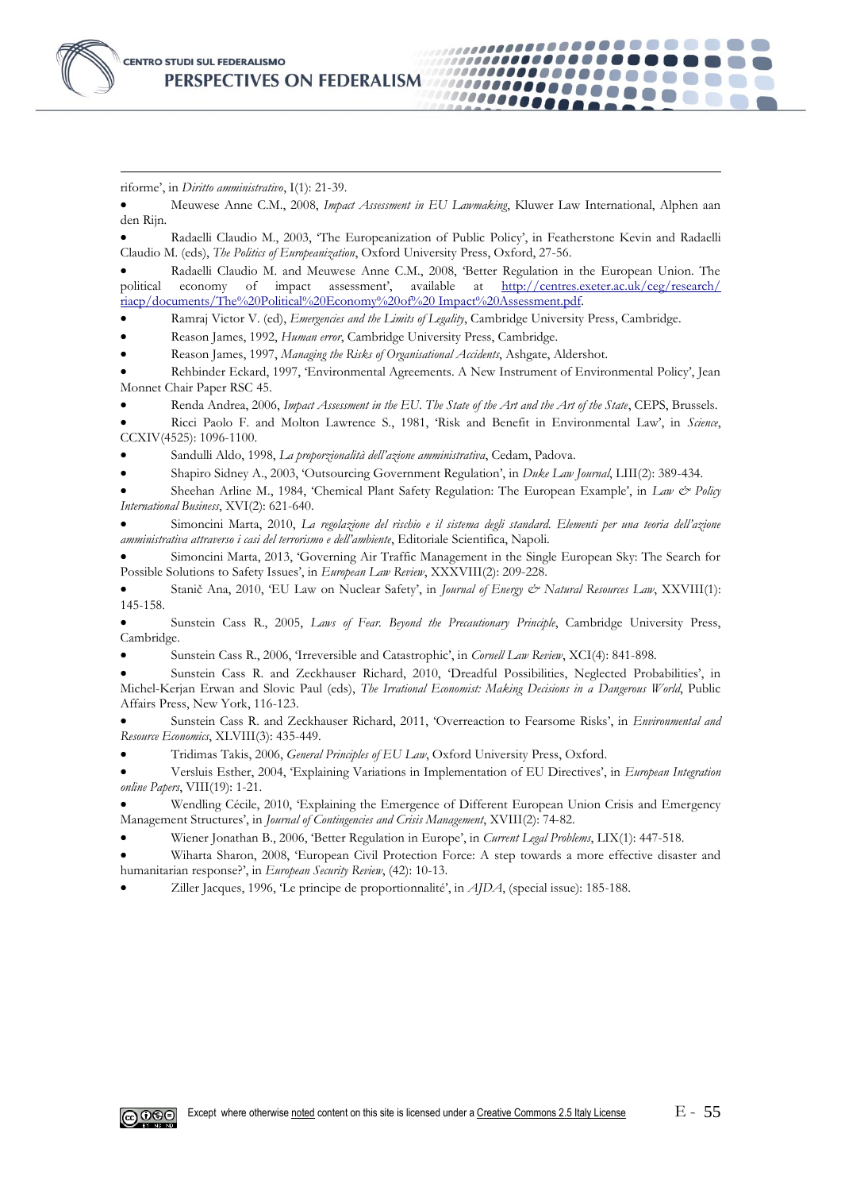riforme', in *Diritto amministrativo*, I(1): 21-39.

- Meuwese Anne C.M., 2008, *Impact Assessment in EU Lawmaking*, Kluwer Law International, Alphen aan den Rijn.
- Radaelli Claudio M., 2003, 'The Europeanization of Public Policy', in Featherstone Kevin and Radaelli Claudio M. (eds), *The Politics of Europeanization*, Oxford University Press, Oxford, 27-56.
- Radaelli Claudio M. and Meuwese Anne C.M., 2008, 'Better Regulation in the European Union. The political economy of impact assessment', available at http://centres.exeter.ac.uk/ceg/research/riacp/documents/The%20Political%20Economy%20of%20 Impact%20Assessment.pdf.
- Ramraj Victor V. (ed), *Emergencies and the Limits of Legality*, Cambridge University Press, Cambridge.
- Reason James, 1992, *Human error*, Cambridge University Press, Cambridge.
- Reason James, 1997, *Managing the Risks of Organisational Accidents*, Ashgate, Aldershot.
- Rehbinder Eckard, 1997, 'Environmental Agreements. A New Instrument of Environmental Policy', Jean Monnet Chair Paper RSC 45.
- Renda Andrea, 2006, *Impact Assessment in the EU. The State of the Art and the Art of the State*, CEPS, Brussels.
- Ricci Paolo F. and Molton Lawrence S., 1981, 'Risk and Benefit in Environmental Law', in *Science*, CCXIV(4525): 1096-1100.
- Sandulli Aldo, 1998, *La proporzionalità dell'azione amministrativa*, Cedam, Padova.
- Shapiro Sidney A., 2003, 'Outsourcing Government Regulation', in *Duke Law Journal*, LIII(2): 389-434.
- Sheehan Arline M., 1984, 'Chemical Plant Safety Regulation: The European Example', in *Law & Policy International Business*, XVI(2): 621-640.
- Simoncini Marta, 2010, *La regolazione del rischio e il sistema degli standard. Elementi per una teoria dell'azione amministrativa attraverso i casi del terrorismo e dell'ambiente*, Editoriale Scientifica, Napoli.
- Simoncini Marta, 2013, 'Governing Air Traffic Management in the Single European Sky: The Search for Possible Solutions to Safety Issues', in *European Law Review*, XXXVIII(2): 209-228.
- Stanič Ana, 2010, 'EU Law on Nuclear Safety', in *Journal of Energy & Natural Resources Law*, XXVIII(1): 145-158.
- Sunstein Cass R., 2005, *Laws of Fear. Beyond the Precautionary Principle*, Cambridge University Press, Cambridge.
- Sunstein Cass R., 2006, 'Irreversible and Catastrophic', in *Cornell Law Review*, XCI(4): 841-898.
- Sunstein Cass R. and Zeckhauser Richard, 2010, 'Dreadful Possibilities, Neglected Probabilities', in Michel-Kerjan Erwan and Slovic Paul (eds), *The Irrational Economist: Making Decisions in a Dangerous World*, Public Affairs Press, New York, 116-123.
- Sunstein Cass R. and Zeckhauser Richard, 2011, 'Overreaction to Fearsome Risks', in *Environmental and Resource Economics*, XLVIII(3): 435-449.
- Tridimas Takis, 2006, *General Principles of EU Law*, Oxford University Press, Oxford.
- Versluis Esther, 2004, 'Explaining Variations in Implementation of EU Directives', in *European Integration online Papers*, VIII(19): 1-21.
- Wendling Cécile, 2010, 'Explaining the Emergence of Different European Union Crisis and Emergency Management Structures', in *Journal of Contingencies and Crisis Management*, XVIII(2): 74-82.
- Wiener Jonathan B., 2006, 'Better Regulation in Europe', in *Current Legal Problems*, LIX(1): 447-518.
- Wiharta Sharon, 2008, 'European Civil Protection Force: A step towards a more effective disaster and humanitarian response?', in *European Security Review*, (42): 10-13.
- Ziller Jacques, 1996, 'Le principe de proportionnalité', in *AJDA*, (special issue): 185-188.